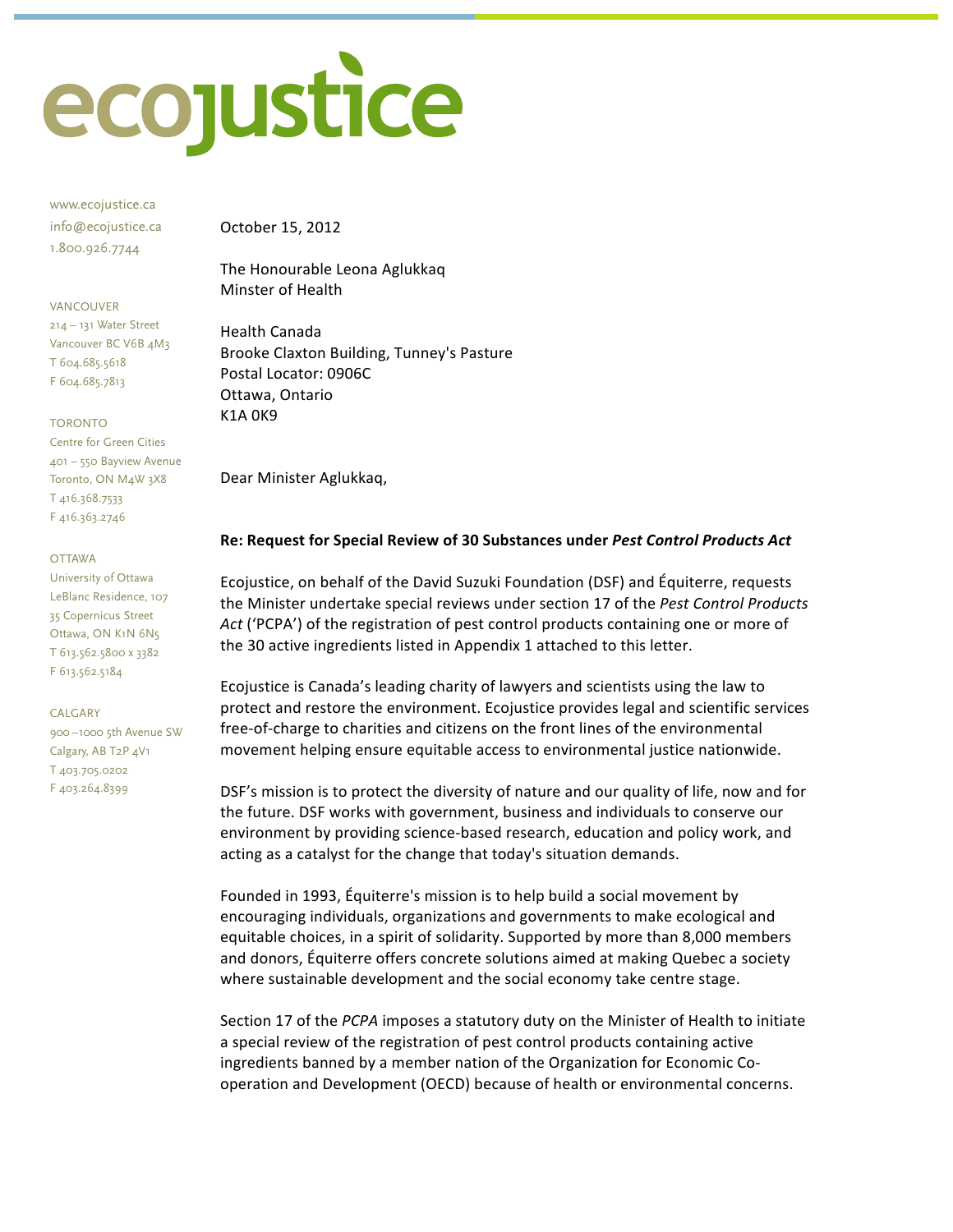# ecojustice

www.ecojustice.ca
info@ecojustice.ca
1.800.926.7744

VANCOUVER
214 – 131 Water Street
Vancouver BC V6B 4M3
T 604.685.5618
F 604.685.7813

TORONTO
Centre for Green Cities
401 – 550 Bayview Avenue
Toronto, ON M4W 3X8
T 416.368.7533
F 416.363.2746

OTTAWA
University of Ottawa
LeBlanc Residence, 107
35 Copernicus Street
Ottawa, ON K1N 6N5
T 613.562.5800 x 3382
F 613.562.5184

CALGARY
900 –1000 5th Avenue SW
Calgary, AB T2P 4V1
T 403.705.0202
F 403.264.8399

October 15, 2012

The Honourable Leona Aglukkaq
Minster of Health

Health Canada
Brooke Claxton Building, Tunney's Pasture
Postal Locator: 0906C
Ottawa, Ontario
K1A 0K9

Dear Minister Aglukkaq,

**Re: Request for Special Review of 30 Substances under *Pest Control Products Act***

Ecojustice, on behalf of the David Suzuki Foundation (DSF) and Équiterre, requests the Minister undertake special reviews under section 17 of the *Pest Control Products Act* ('PCPA') of the registration of pest control products containing one or more of the 30 active ingredients listed in Appendix 1 attached to this letter.

Ecojustice is Canada's leading charity of lawyers and scientists using the law to protect and restore the environment. Ecojustice provides legal and scientific services free-of-charge to charities and citizens on the front lines of the environmental movement helping ensure equitable access to environmental justice nationwide.

DSF's mission is to protect the diversity of nature and our quality of life, now and for the future. DSF works with government, business and individuals to conserve our environment by providing science-based research, education and policy work, and acting as a catalyst for the change that today's situation demands.

Founded in 1993, Équiterre's mission is to help build a social movement by encouraging individuals, organizations and governments to make ecological and equitable choices, in a spirit of solidarity. Supported by more than 8,000 members and donors, Équiterre offers concrete solutions aimed at making Quebec a society where sustainable development and the social economy take centre stage.

Section 17 of the *PCPA* imposes a statutory duty on the Minister of Health to initiate a special review of the registration of pest control products containing active ingredients banned by a member nation of the Organization for Economic Co-operation and Development (OECD) because of health or environmental concerns.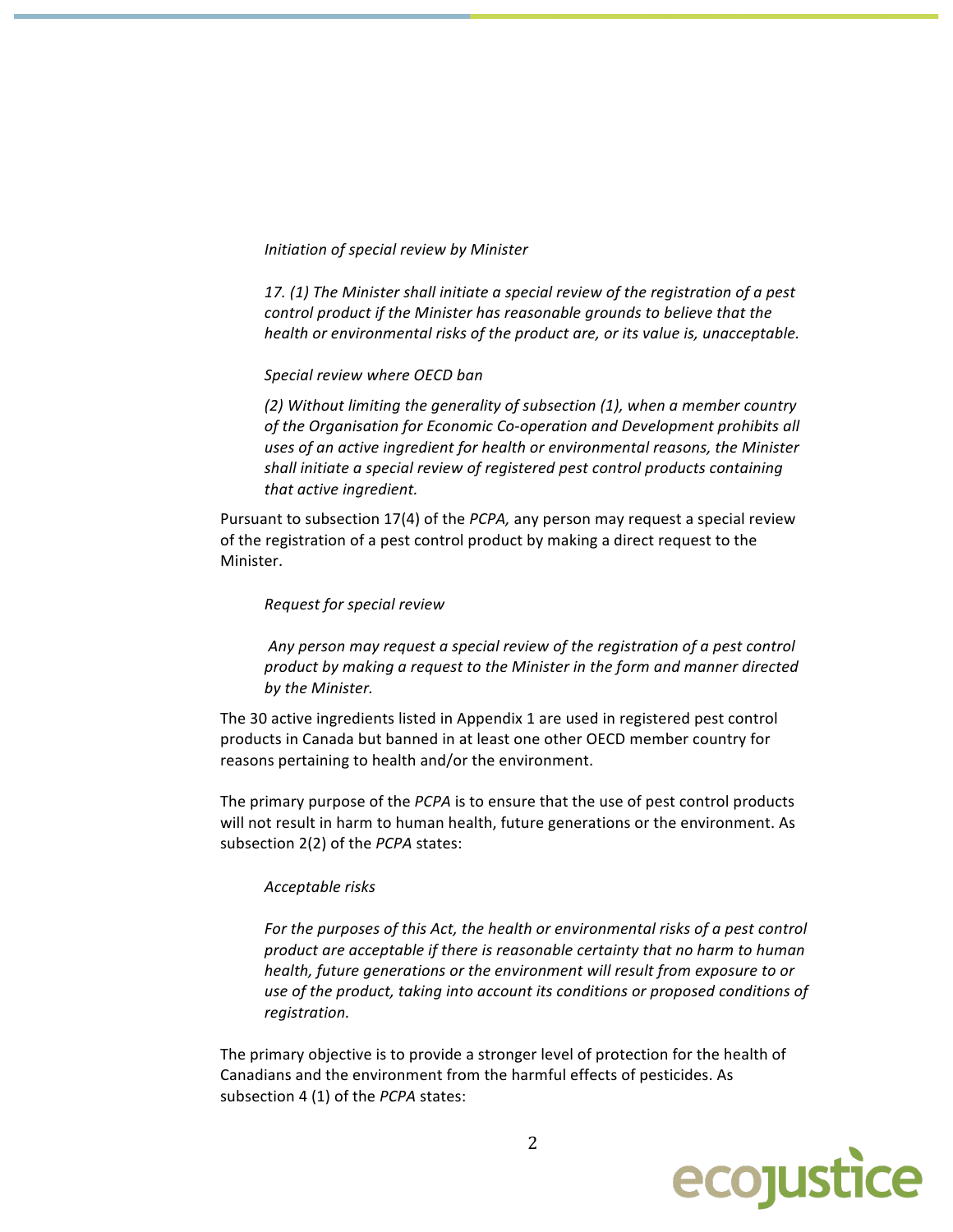> *Initiation of special review by Minister*
>
> *17. (1) The Minister shall initiate a special review of the registration of a pest control product if the Minister has reasonable grounds to believe that the health or environmental risks of the product are, or its value is, unacceptable.*
>
> *Special review where OECD ban*
>
> *(2) Without limiting the generality of subsection (1), when a member country of the Organisation for Economic Co-operation and Development prohibits all uses of an active ingredient for health or environmental reasons, the Minister shall initiate a special review of registered pest control products containing that active ingredient.*

Pursuant to subsection 17(4) of the *PCPA,* any person may request a special review of the registration of a pest control product by making a direct request to the Minister.

> *Request for special review*
>
> *Any person may request a special review of the registration of a pest control product by making a request to the Minister in the form and manner directed by the Minister.*

The 30 active ingredients listed in Appendix 1 are used in registered pest control products in Canada but banned in at least one other OECD member country for reasons pertaining to health and/or the environment.

The primary purpose of the *PCPA* is to ensure that the use of pest control products will not result in harm to human health, future generations or the environment. As subsection 2(2) of the *PCPA* states:

> *Acceptable risks*
>
> *For the purposes of this Act, the health or environmental risks of a pest control product are acceptable if there is reasonable certainty that no harm to human health, future generations or the environment will result from exposure to or use of the product, taking into account its conditions or proposed conditions of registration.*

The primary objective is to provide a stronger level of protection for the health of Canadians and the environment from the harmful effects of pesticides. As subsection 4 (1) of the *PCPA* states: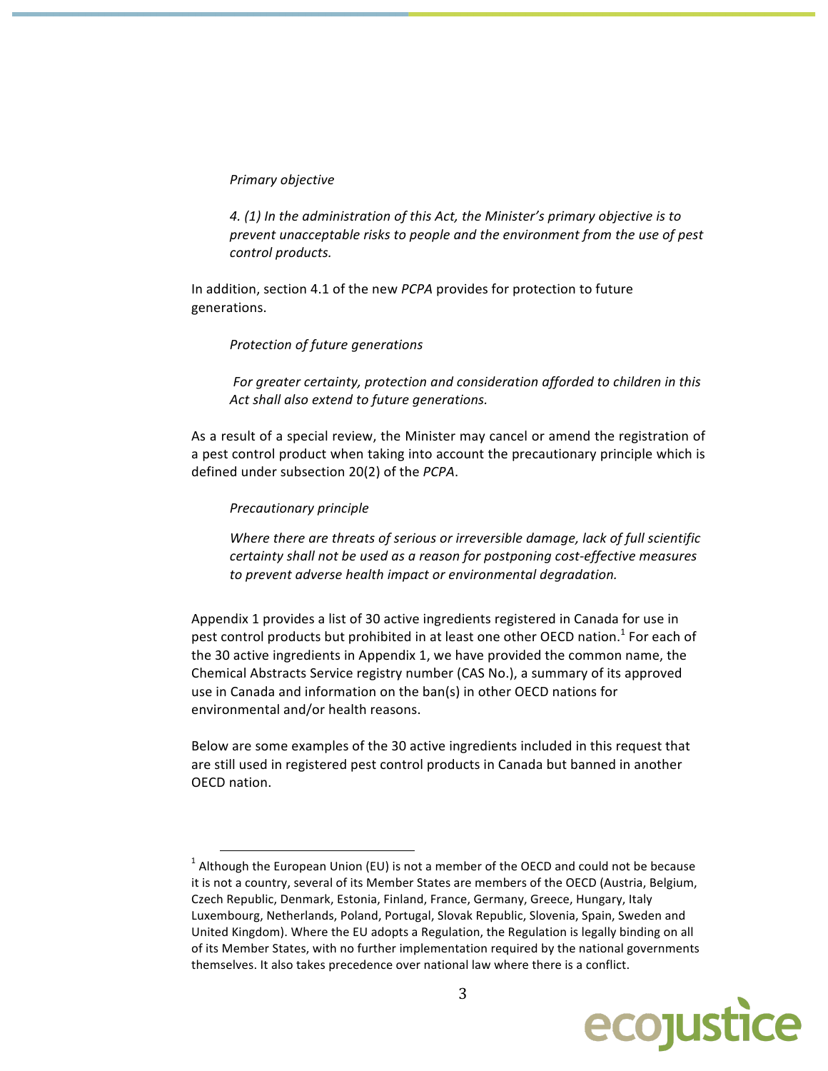*Primary objective*

*4. (1) In the administration of this Act, the Minister's primary objective is to prevent unacceptable risks to people and the environment from the use of pest control products.*

In addition, section 4.1 of the new *PCPA* provides for protection to future generations.

*Protection of future generations*

*For greater certainty, protection and consideration afforded to children in this Act shall also extend to future generations.*

As a result of a special review, the Minister may cancel or amend the registration of a pest control product when taking into account the precautionary principle which is defined under subsection 20(2) of the *PCPA*.

*Precautionary principle*

*Where there are threats of serious or irreversible damage, lack of full scientific certainty shall not be used as a reason for postponing cost-effective measures to prevent adverse health impact or environmental degradation.*

Appendix 1 provides a list of 30 active ingredients registered in Canada for use in pest control products but prohibited in at least one other OECD nation.[1] For each of the 30 active ingredients in Appendix 1, we have provided the common name, the Chemical Abstracts Service registry number (CAS No.), a summary of its approved use in Canada and information on the ban(s) in other OECD nations for environmental and/or health reasons.

Below are some examples of the 30 active ingredients included in this request that are still used in registered pest control products in Canada but banned in another OECD nation.

---

[1] Although the European Union (EU) is not a member of the OECD and could not be because it is not a country, several of its Member States are members of the OECD (Austria, Belgium, Czech Republic, Denmark, Estonia, Finland, France, Germany, Greece, Hungary, Italy Luxembourg, Netherlands, Poland, Portugal, Slovak Republic, Slovenia, Spain, Sweden and United Kingdom). Where the EU adopts a Regulation, the Regulation is legally binding on all of its Member States, with no further implementation required by the national governments themselves. It also takes precedence over national law where there is a conflict.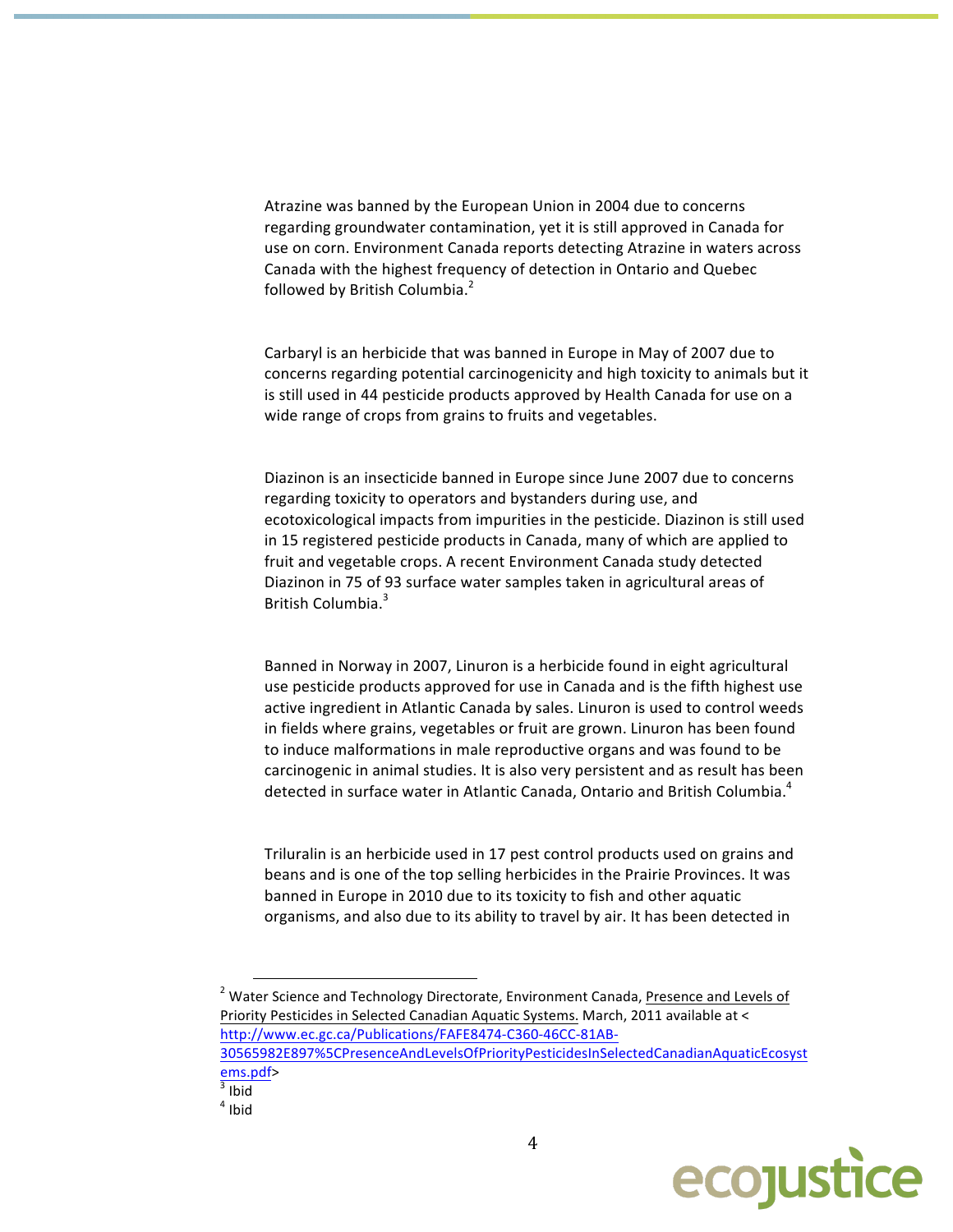Atrazine was banned by the European Union in 2004 due to concerns regarding groundwater contamination, yet it is still approved in Canada for use on corn. Environment Canada reports detecting Atrazine in waters across Canada with the highest frequency of detection in Ontario and Quebec followed by British Columbia.[2]

Carbaryl is an herbicide that was banned in Europe in May of 2007 due to concerns regarding potential carcinogenicity and high toxicity to animals but it is still used in 44 pesticide products approved by Health Canada for use on a wide range of crops from grains to fruits and vegetables.

Diazinon is an insecticide banned in Europe since June 2007 due to concerns regarding toxicity to operators and bystanders during use, and ecotoxicological impacts from impurities in the pesticide. Diazinon is still used in 15 registered pesticide products in Canada, many of which are applied to fruit and vegetable crops. A recent Environment Canada study detected Diazinon in 75 of 93 surface water samples taken in agricultural areas of British Columbia.[3]

Banned in Norway in 2007, Linuron is a herbicide found in eight agricultural use pesticide products approved for use in Canada and is the fifth highest use active ingredient in Atlantic Canada by sales. Linuron is used to control weeds in fields where grains, vegetables or fruit are grown. Linuron has been found to induce malformations in male reproductive organs and was found to be carcinogenic in animal studies. It is also very persistent and as result has been detected in surface water in Atlantic Canada, Ontario and British Columbia.[4]

Triluralin is an herbicide used in 17 pest control products used on grains and beans and is one of the top selling herbicides in the Prairie Provinces. It was banned in Europe in 2010 due to its toxicity to fish and other aquatic organisms, and also due to its ability to travel by air. It has been detected in

---

[2] Water Science and Technology Directorate, Environment Canada, Presence and Levels of Priority Pesticides in Selected Canadian Aquatic Systems. March, 2011 available at <http://www.ec.gc.ca/Publications/FAFE8474-C360-46CC-81AB-30565982E897%5CPresenceAndLevelsOfPriorityPesticidesInSelectedCanadianAquaticEcosystems.pdf>

[3] Ibid

[4] Ibid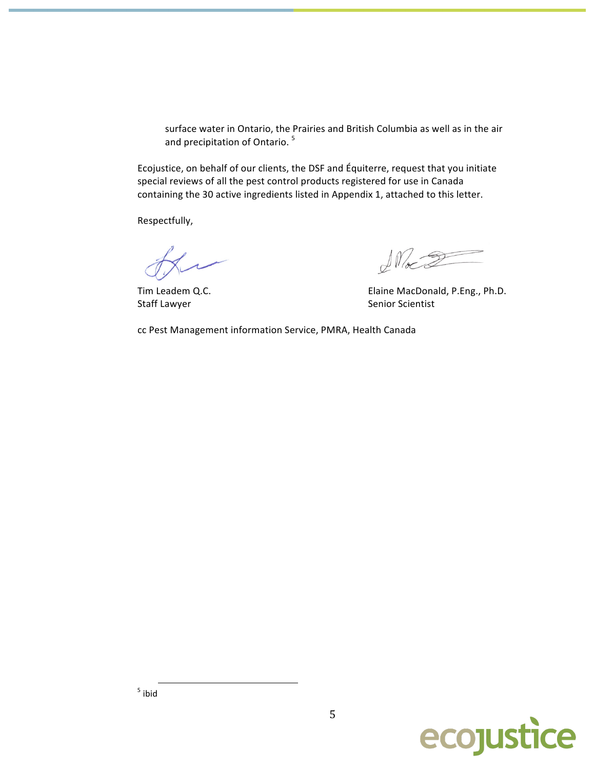surface water in Ontario, the Prairies and British Columbia as well as in the air and precipitation of Ontario. [5]

Ecojustice, on behalf of our clients, the DSF and Équiterre, request that you initiate special reviews of all the pest control products registered for use in Canada containing the 30 active ingredients listed in Appendix 1, attached to this letter.

Respectfully,

Tim Leadem Q.C.
Staff Lawyer

Elaine MacDonald, P.Eng., Ph.D.
Senior Scientist

cc Pest Management information Service, PMRA, Health Canada

---

[5] ibid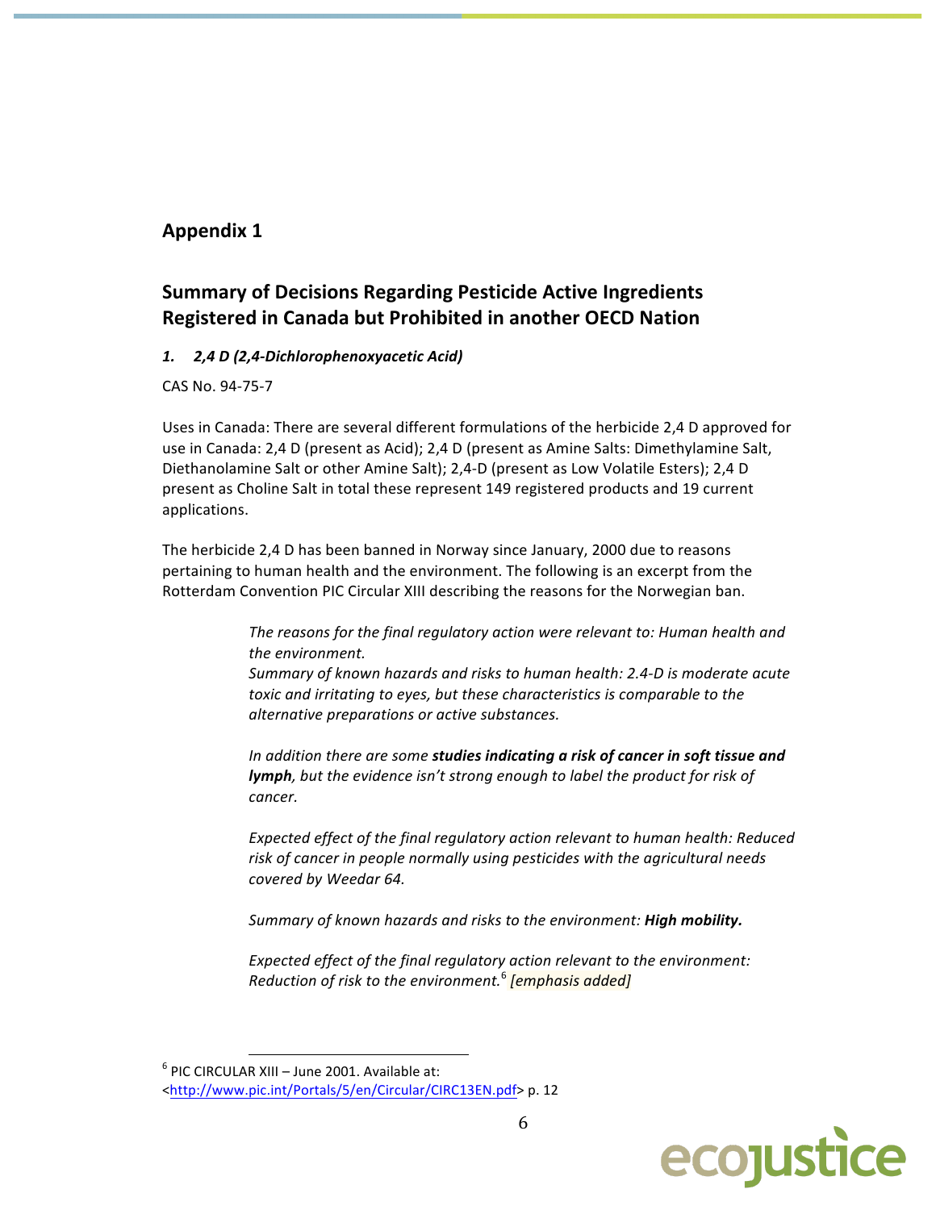## Appendix 1

## Summary of Decisions Regarding Pesticide Active Ingredients Registered in Canada but Prohibited in another OECD Nation

### *1. 2,4 D (2,4-Dichlorophenoxyacetic Acid)*

CAS No. 94-75-7

Uses in Canada: There are several different formulations of the herbicide 2,4 D approved for use in Canada: 2,4 D (present as Acid); 2,4 D (present as Amine Salts: Dimethylamine Salt, Diethanolamine Salt or other Amine Salt); 2,4-D (present as Low Volatile Esters); 2,4 D present as Choline Salt in total these represent 149 registered products and 19 current applications.

The herbicide 2,4 D has been banned in Norway since January, 2000 due to reasons pertaining to human health and the environment. The following is an excerpt from the Rotterdam Convention PIC Circular XIII describing the reasons for the Norwegian ban.

> *The reasons for the final regulatory action were relevant to: Human health and the environment.*
> *Summary of known hazards and risks to human health: 2.4-D is moderate acute toxic and irritating to eyes, but these characteristics is comparable to the alternative preparations or active substances.*
>
> *In addition there are some **studies indicating a risk of cancer in soft tissue and lymph**, but the evidence isn't strong enough to label the product for risk of cancer.*
>
> *Expected effect of the final regulatory action relevant to human health: Reduced risk of cancer in people normally using pesticides with the agricultural needs covered by Weedar 64.*
>
> *Summary of known hazards and risks to the environment: **High mobility.***
>
> *Expected effect of the final regulatory action relevant to the environment: Reduction of risk to the environment.*[6] *[emphasis added]*

[6] PIC CIRCULAR XIII – June 2001. Available at: <http://www.pic.int/Portals/5/en/Circular/CIRC13EN.pdf> p. 12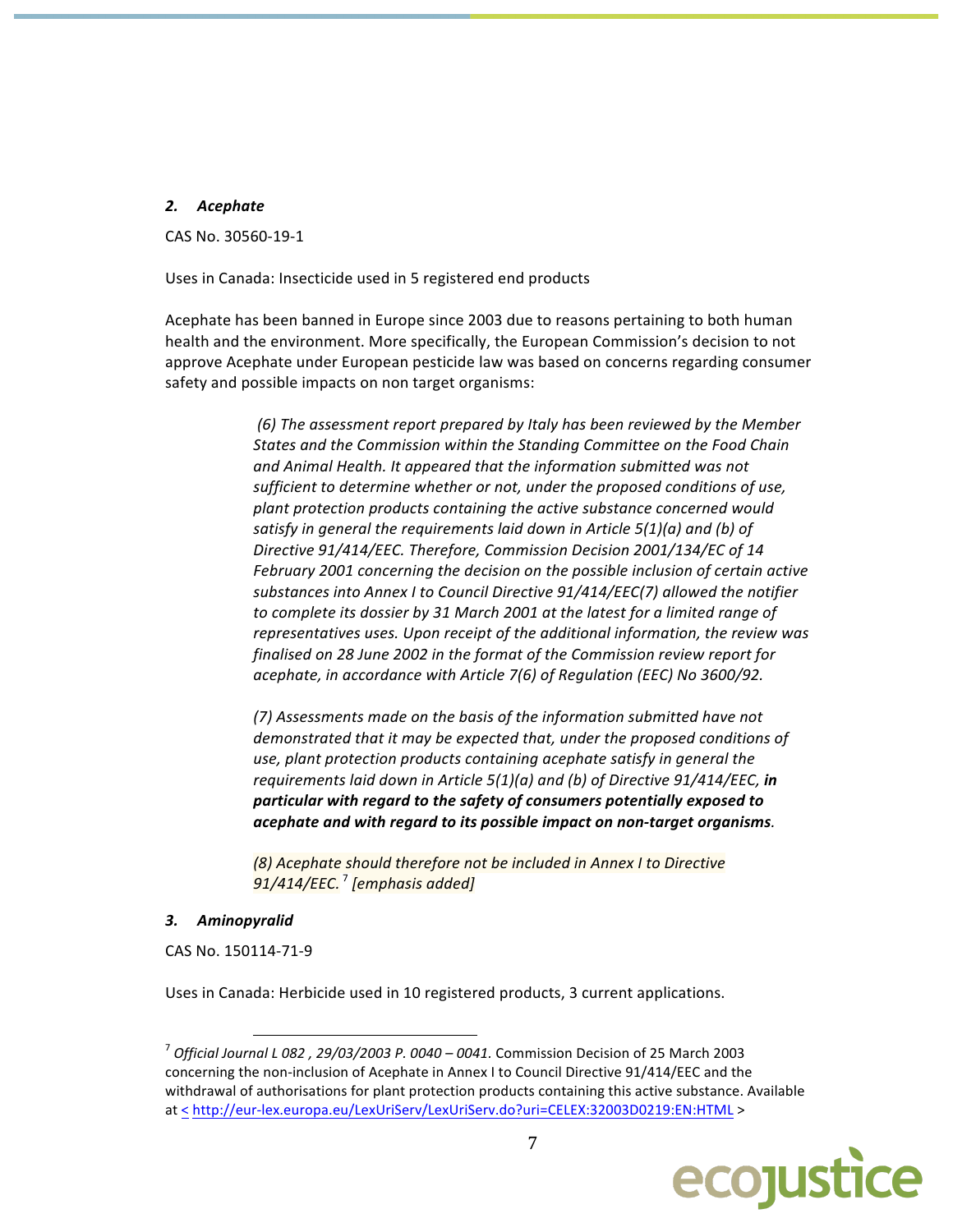### *2. Acephate*

CAS No. 30560-19-1

Uses in Canada: Insecticide used in 5 registered end products

Acephate has been banned in Europe since 2003 due to reasons pertaining to both human health and the environment. More specifically, the European Commission's decision to not approve Acephate under European pesticide law was based on concerns regarding consumer safety and possible impacts on non target organisms:

> *(6) The assessment report prepared by Italy has been reviewed by the Member States and the Commission within the Standing Committee on the Food Chain and Animal Health. It appeared that the information submitted was not sufficient to determine whether or not, under the proposed conditions of use, plant protection products containing the active substance concerned would satisfy in general the requirements laid down in Article 5(1)(a) and (b) of Directive 91/414/EEC. Therefore, Commission Decision 2001/134/EC of 14 February 2001 concerning the decision on the possible inclusion of certain active substances into Annex I to Council Directive 91/414/EEC(7) allowed the notifier to complete its dossier by 31 March 2001 at the latest for a limited range of representatives uses. Upon receipt of the additional information, the review was finalised on 28 June 2002 in the format of the Commission review report for acephate, in accordance with Article 7(6) of Regulation (EEC) No 3600/92.*
>
> *(7) Assessments made on the basis of the information submitted have not demonstrated that it may be expected that, under the proposed conditions of use, plant protection products containing acephate satisfy in general the requirements laid down in Article 5(1)(a) and (b) of Directive 91/414/EEC, **in particular with regard to the safety of consumers potentially exposed to acephate and with regard to its possible impact on non-target organisms**.*
>
> *(8) Acephate should therefore not be included in Annex I to Directive 91/414/EEC.*[7] *[emphasis added]*

### *3. Aminopyralid*

CAS No. 150114-71-9

Uses in Canada: Herbicide used in 10 registered products, 3 current applications.

---

[7] *Official Journal L 082 , 29/03/2003 P. 0040 – 0041.* Commission Decision of 25 March 2003 concerning the non-inclusion of Acephate in Annex I to Council Directive 91/414/EEC and the withdrawal of authorisations for plant protection products containing this active substance. Available at < http://eur-lex.europa.eu/LexUriServ/LexUriServ.do?uri=CELEX:32003D0219:EN:HTML >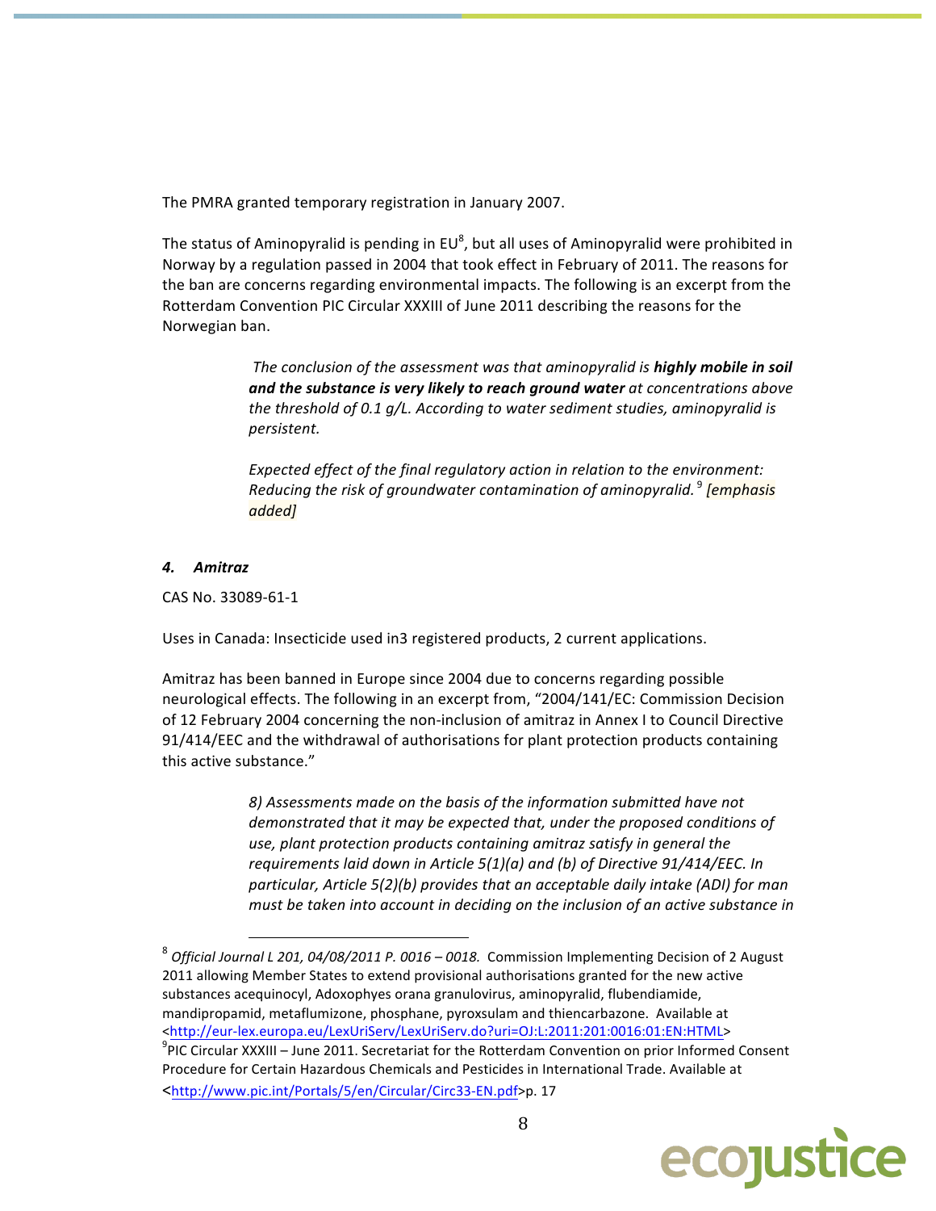The PMRA granted temporary registration in January 2007.

The status of Aminopyralid is pending in EU[8], but all uses of Aminopyralid were prohibited in Norway by a regulation passed in 2004 that took effect in February of 2011. The reasons for the ban are concerns regarding environmental impacts. The following is an excerpt from the Rotterdam Convention PIC Circular XXXIII of June 2011 describing the reasons for the Norwegian ban.

> *The conclusion of the assessment was that aminopyralid is* ***highly mobile in soil and the substance is very likely to reach ground water*** *at concentrations above the threshold of 0.1 g/L. According to water sediment studies, aminopyralid is persistent.*
>
> *Expected effect of the final regulatory action in relation to the environment: Reducing the risk of groundwater contamination of aminopyralid.*[9] *[emphasis added]*

#### *4. Amitraz*

CAS No. 33089-61-1

Uses in Canada: Insecticide used in3 registered products, 2 current applications.

Amitraz has been banned in Europe since 2004 due to concerns regarding possible neurological effects. The following in an excerpt from, "2004/141/EC: Commission Decision of 12 February 2004 concerning the non-inclusion of amitraz in Annex I to Council Directive 91/414/EEC and the withdrawal of authorisations for plant protection products containing this active substance."

> *8) Assessments made on the basis of the information submitted have not demonstrated that it may be expected that, under the proposed conditions of use, plant protection products containing amitraz satisfy in general the requirements laid down in Article 5(1)(a) and (b) of Directive 91/414/EEC. In particular, Article 5(2)(b) provides that an acceptable daily intake (ADI) for man must be taken into account in deciding on the inclusion of an active substance in*

---

[8] *Official Journal L 201, 04/08/2011 P. 0016 – 0018.* Commission Implementing Decision of 2 August 2011 allowing Member States to extend provisional authorisations granted for the new active substances acequinocyl, Adoxophyes orana granulovirus, aminopyralid, flubendiamide, mandipropamid, metaflumizone, phosphane, pyroxsulam and thiencarbazone. Available at <http://eur-lex.europa.eu/LexUriServ/LexUriServ.do?uri=OJ:L:2011:201:0016:01:EN:HTML>

[9] PIC Circular XXXIII – June 2011. Secretariat for the Rotterdam Convention on prior Informed Consent Procedure for Certain Hazardous Chemicals and Pesticides in International Trade. Available at <http://www.pic.int/Portals/5/en/Circular/Circ33-EN.pdf>p. 17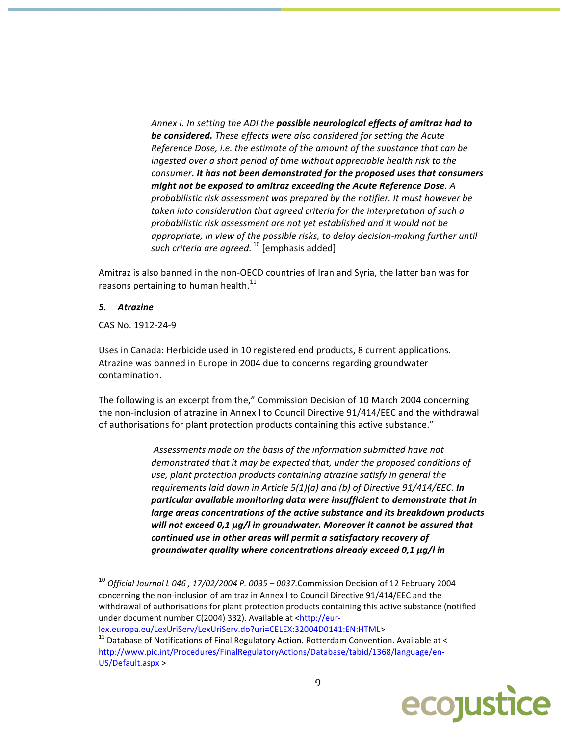> *Annex I. In setting the ADI the **possible neurological effects of amitraz had to be considered.** These effects were also considered for setting the Acute Reference Dose, i.e. the estimate of the amount of the substance that can be ingested over a short period of time without appreciable health risk to the consumer**. It has not been demonstrated for the proposed uses that consumers might not be exposed to amitraz exceeding the Acute Reference Dose**. A probabilistic risk assessment was prepared by the notifier. It must however be taken into consideration that agreed criteria for the interpretation of such a probabilistic risk assessment are not yet established and it would not be appropriate, in view of the possible risks, to delay decision-making further until such criteria are agreed.* [10] [emphasis added]

Amitraz is also banned in the non-OECD countries of Iran and Syria, the latter ban was for reasons pertaining to human health.[11]

### *5. Atrazine*

CAS No. 1912-24-9

Uses in Canada: Herbicide used in 10 registered end products, 8 current applications. Atrazine was banned in Europe in 2004 due to concerns regarding groundwater contamination.

The following is an excerpt from the," Commission Decision of 10 March 2004 concerning the non-inclusion of atrazine in Annex I to Council Directive 91/414/EEC and the withdrawal of authorisations for plant protection products containing this active substance."

> *Assessments made on the basis of the information submitted have not demonstrated that it may be expected that, under the proposed conditions of use, plant protection products containing atrazine satisfy in general the requirements laid down in Article 5(1)(a) and (b) of Directive 91/414/EEC. **In particular available monitoring data were insufficient to demonstrate that in large areas concentrations of the active substance and its breakdown products will not exceed 0,1 µg/l in groundwater. Moreover it cannot be assured that continued use in other areas will permit a satisfactory recovery of groundwater quality where concentrations already exceed 0,1 µg/l in***

---

[10] *Official Journal L 046 , 17/02/2004 P. 0035 – 0037.*Commission Decision of 12 February 2004 concerning the non-inclusion of amitraz in Annex I to Council Directive 91/414/EEC and the withdrawal of authorisations for plant protection products containing this active substance (notified under document number C(2004) 332). Available at <http://eur-lex.europa.eu/LexUriServ/LexUriServ.do?uri=CELEX:32004D0141:EN:HTML>

[11] Database of Notifications of Final Regulatory Action. Rotterdam Convention. Available at < http://www.pic.int/Procedures/FinalRegulatoryActions/Database/tabid/1368/language/en-US/Default.aspx >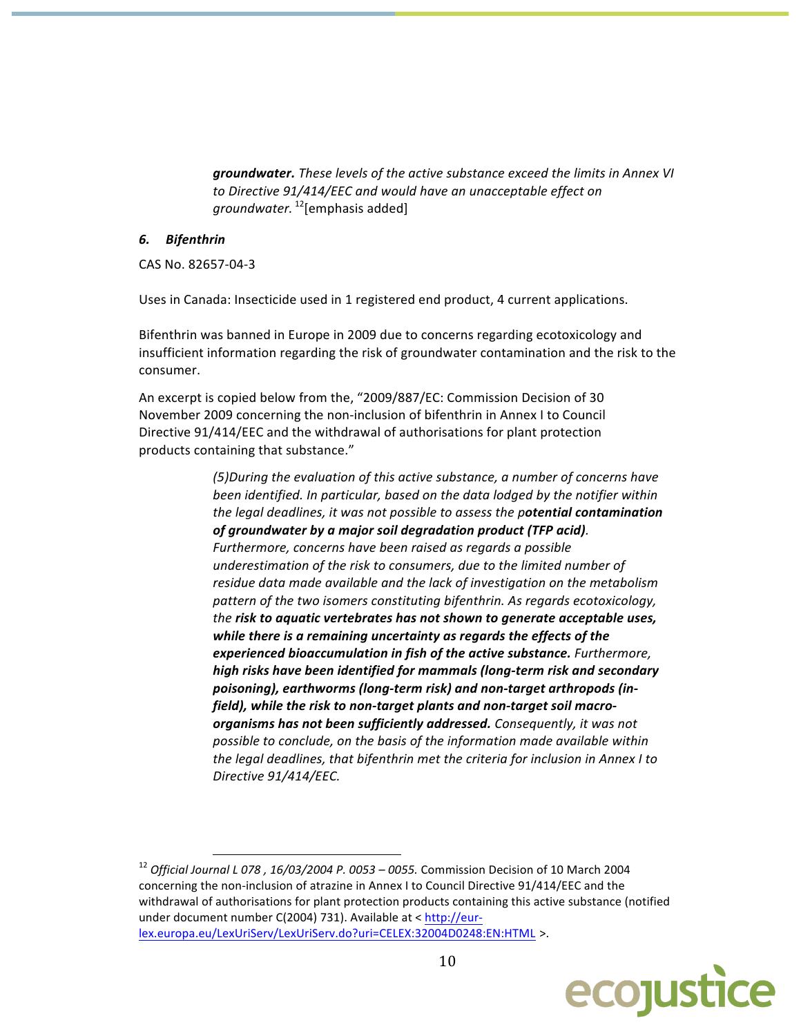> ***groundwater.*** *These levels of the active substance exceed the limits in Annex VI to Directive 91/414/EEC and would have an unacceptable effect on groundwater.* [12][emphasis added]

### *6. Bifenthrin*

CAS No. 82657-04-3

Uses in Canada: Insecticide used in 1 registered end product, 4 current applications.

Bifenthrin was banned in Europe in 2009 due to concerns regarding ecotoxicology and insufficient information regarding the risk of groundwater contamination and the risk to the consumer.

An excerpt is copied below from the, "2009/887/EC: Commission Decision of 30 November 2009 concerning the non-inclusion of bifenthrin in Annex I to Council Directive 91/414/EEC and the withdrawal of authorisations for plant protection products containing that substance."

> *(5)During the evaluation of this active substance, a number of concerns have been identified. In particular, based on the data lodged by the notifier within the legal deadlines, it was not possible to assess the p**otential contamination of groundwater by a major soil degradation product (TFP acid)**. Furthermore, concerns have been raised as regards a possible underestimation of the risk to consumers, due to the limited number of residue data made available and the lack of investigation on the metabolism pattern of the two isomers constituting bifenthrin. As regards ecotoxicology, the **risk to aquatic vertebrates has not shown to generate acceptable uses, while there is a remaining uncertainty as regards the effects of the experienced bioaccumulation in fish of the active substance.** Furthermore, **high risks have been identified for mammals (long-term risk and secondary poisoning), earthworms (long-term risk) and non-target arthropods (in-field), while the risk to non-target plants and non-target soil macro-organisms has not been sufficiently addressed.** Consequently, it was not possible to conclude, on the basis of the information made available within the legal deadlines, that bifenthrin met the criteria for inclusion in Annex I to Directive 91/414/EEC.*

---

[12] *Official Journal L 078 , 16/03/2004 P. 0053 – 0055.* Commission Decision of 10 March 2004 concerning the non-inclusion of atrazine in Annex I to Council Directive 91/414/EEC and the withdrawal of authorisations for plant protection products containing this active substance (notified under document number C(2004) 731). Available at < http://eur-lex.europa.eu/LexUriServ/LexUriServ.do?uri=CELEX:32004D0248:EN:HTML >.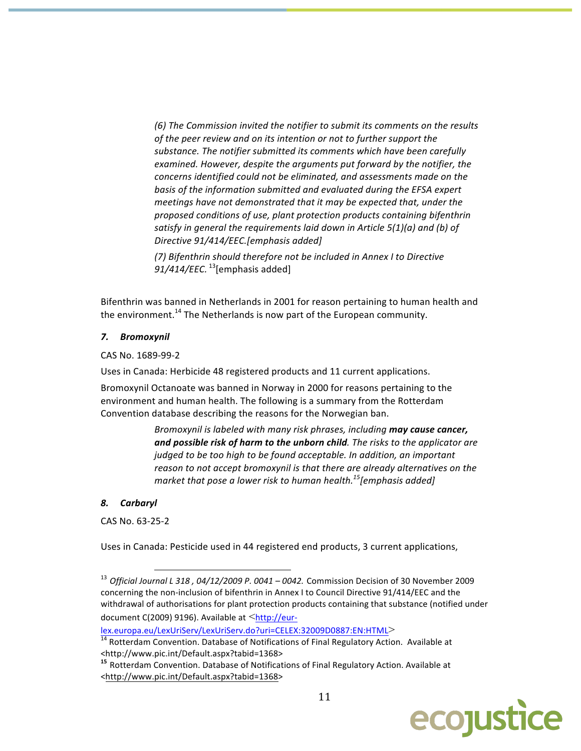> *(6) The Commission invited the notifier to submit its comments on the results of the peer review and on its intention or not to further support the substance. The notifier submitted its comments which have been carefully examined. However, despite the arguments put forward by the notifier, the concerns identified could not be eliminated, and assessments made on the basis of the information submitted and evaluated during the EFSA expert meetings have not demonstrated that it may be expected that, under the proposed conditions of use, plant protection products containing bifenthrin satisfy in general the requirements laid down in Article 5(1)(a) and (b) of Directive 91/414/EEC.[emphasis added]*
>
> *(7) Bifenthrin should therefore not be included in Annex I to Directive 91/414/EEC.* [13][emphasis added]

Bifenthrin was banned in Netherlands in 2001 for reason pertaining to human health and the environment.[14] The Netherlands is now part of the European community.

### *7. Bromoxynil*

CAS No. 1689-99-2

Uses in Canada: Herbicide 48 registered products and 11 current applications.

Bromoxynil Octanoate was banned in Norway in 2000 for reasons pertaining to the environment and human health. The following is a summary from the Rotterdam Convention database describing the reasons for the Norwegian ban.

> *Bromoxynil is labeled with many risk phrases, including **may cause cancer, and possible risk of harm to the unborn child**. The risks to the applicator are judged to be too high to be found acceptable. In addition, an important reason to not accept bromoxynil is that there are already alternatives on the market that pose a lower risk to human health.*[15]*[emphasis added]*

### *8. Carbaryl*

CAS No. 63-25-2

Uses in Canada: Pesticide used in 44 registered end products, 3 current applications,

---

[13] *Official Journal L 318 , 04/12/2009 P. 0041 – 0042.* Commission Decision of 30 November 2009 concerning the non-inclusion of bifenthrin in Annex I to Council Directive 91/414/EEC and the withdrawal of authorisations for plant protection products containing that substance (notified under document C(2009) 9196). Available at <http://eur-lex.europa.eu/LexUriServ/LexUriServ.do?uri=CELEX:32009D0887:EN:HTML>

[14] Rotterdam Convention. Database of Notifications of Final Regulatory Action. Available at <http://www.pic.int/Default.aspx?tabid=1368>

[15] Rotterdam Convention. Database of Notifications of Final Regulatory Action. Available at <http://www.pic.int/Default.aspx?tabid=1368>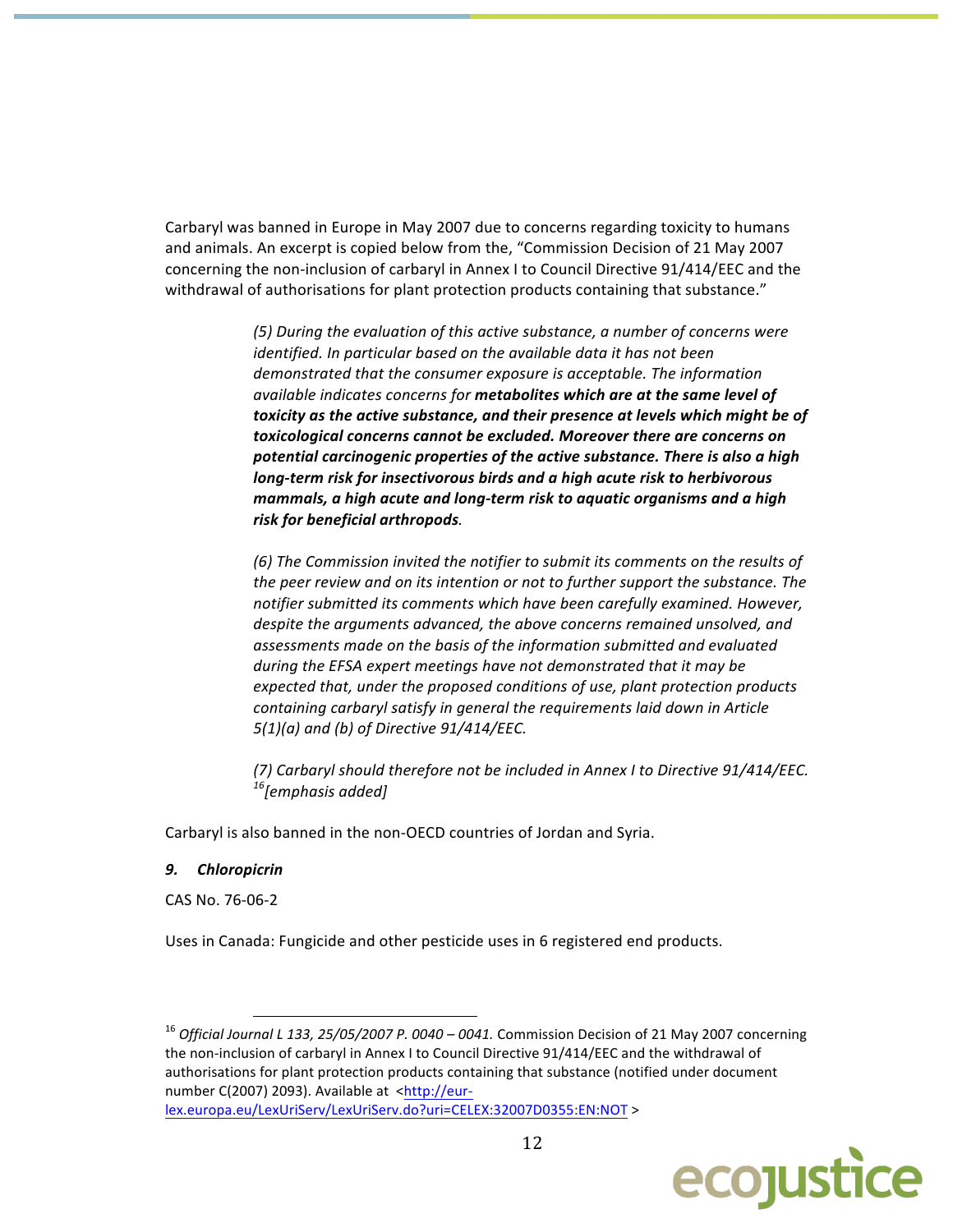Carbaryl was banned in Europe in May 2007 due to concerns regarding toxicity to humans and animals. An excerpt is copied below from the, "Commission Decision of 21 May 2007 concerning the non-inclusion of carbaryl in Annex I to Council Directive 91/414/EEC and the withdrawal of authorisations for plant protection products containing that substance."

> *(5) During the evaluation of this active substance, a number of concerns were identified. In particular based on the available data it has not been demonstrated that the consumer exposure is acceptable. The information available indicates concerns for* ***metabolites which are at the same level of toxicity as the active substance, and their presence at levels which might be of toxicological concerns cannot be excluded. Moreover there are concerns on potential carcinogenic properties of the active substance. There is also a high long-term risk for insectivorous birds and a high acute risk to herbivorous mammals, a high acute and long-term risk to aquatic organisms and a high risk for beneficial arthropods****.*
>
> *(6) The Commission invited the notifier to submit its comments on the results of the peer review and on its intention or not to further support the substance. The notifier submitted its comments which have been carefully examined. However, despite the arguments advanced, the above concerns remained unsolved, and assessments made on the basis of the information submitted and evaluated during the EFSA expert meetings have not demonstrated that it may be expected that, under the proposed conditions of use, plant protection products containing carbaryl satisfy in general the requirements laid down in Article 5(1)(a) and (b) of Directive 91/414/EEC.*
>
> *(7) Carbaryl should therefore not be included in Annex I to Directive 91/414/EEC.* [16] *[emphasis added]*

Carbaryl is also banned in the non-OECD countries of Jordan and Syria.

### *9. Chloropicrin*

CAS No. 76-06-2

Uses in Canada: Fungicide and other pesticide uses in 6 registered end products.

---

[16] *Official Journal L 133, 25/05/2007 P. 0040 – 0041.* Commission Decision of 21 May 2007 concerning the non-inclusion of carbaryl in Annex I to Council Directive 91/414/EEC and the withdrawal of authorisations for plant protection products containing that substance (notified under document number C(2007) 2093). Available at <http://eur-lex.europa.eu/LexUriServ/LexUriServ.do?uri=CELEX:32007D0355:EN:NOT >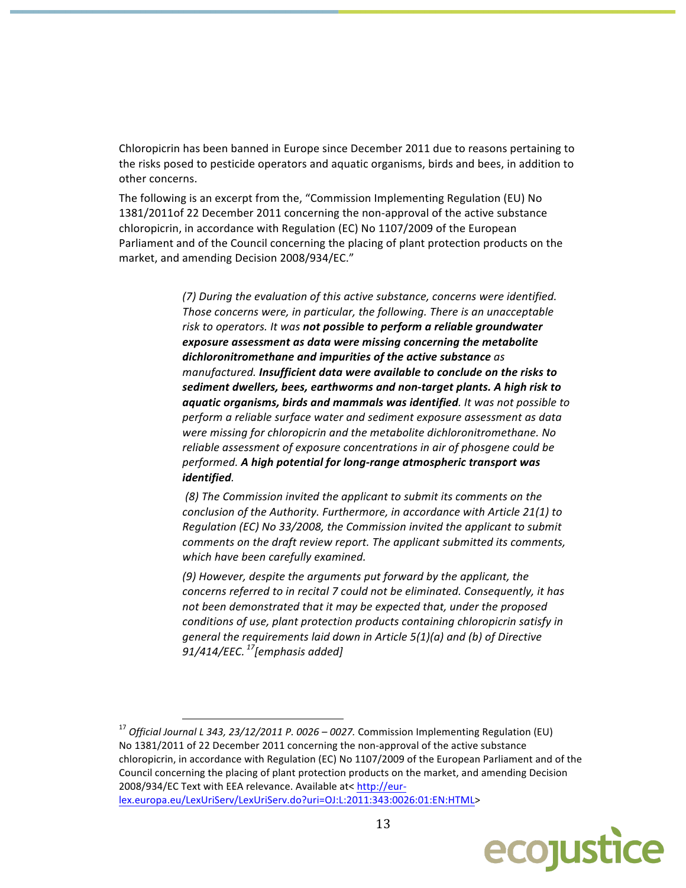Chloropicrin has been banned in Europe since December 2011 due to reasons pertaining to the risks posed to pesticide operators and aquatic organisms, birds and bees, in addition to other concerns.

The following is an excerpt from the, "Commission Implementing Regulation (EU) No 1381/2011of 22 December 2011 concerning the non-approval of the active substance chloropicrin, in accordance with Regulation (EC) No 1107/2009 of the European Parliament and of the Council concerning the placing of plant protection products on the market, and amending Decision 2008/934/EC."

> *(7) During the evaluation of this active substance, concerns were identified. Those concerns were, in particular, the following. There is an unacceptable risk to operators. It was* ***not possible to perform a reliable groundwater exposure assessment as data were missing concerning the metabolite dichloronitromethane and impurities of the active substance*** *as manufactured.* ***Insufficient data were available to conclude on the risks to sediment dwellers, bees, earthworms and non-target plants. A high risk to aquatic organisms, birds and mammals was identified****. It was not possible to perform a reliable surface water and sediment exposure assessment as data were missing for chloropicrin and the metabolite dichloronitromethane. No reliable assessment of exposure concentrations in air of phosgene could be performed.* ***A high potential for long-range atmospheric transport was identified****.*
>
> *(8) The Commission invited the applicant to submit its comments on the conclusion of the Authority. Furthermore, in accordance with Article 21(1) to Regulation (EC) No 33/2008, the Commission invited the applicant to submit comments on the draft review report. The applicant submitted its comments, which have been carefully examined.*
>
> *(9) However, despite the arguments put forward by the applicant, the concerns referred to in recital 7 could not be eliminated. Consequently, it has not been demonstrated that it may be expected that, under the proposed conditions of use, plant protection products containing chloropicrin satisfy in general the requirements laid down in Article 5(1)(a) and (b) of Directive 91/414/EEC.*[17] *[emphasis added]*

---

[17] *Official Journal L 343, 23/12/2011 P. 0026 – 0027.* Commission Implementing Regulation (EU) No 1381/2011 of 22 December 2011 concerning the non-approval of the active substance chloropicrin, in accordance with Regulation (EC) No 1107/2009 of the European Parliament and of the Council concerning the placing of plant protection products on the market, and amending Decision 2008/934/EC Text with EEA relevance. Available at< http://eur-lex.europa.eu/LexUriServ/LexUriServ.do?uri=OJ:L:2011:343:0026:01:EN:HTML>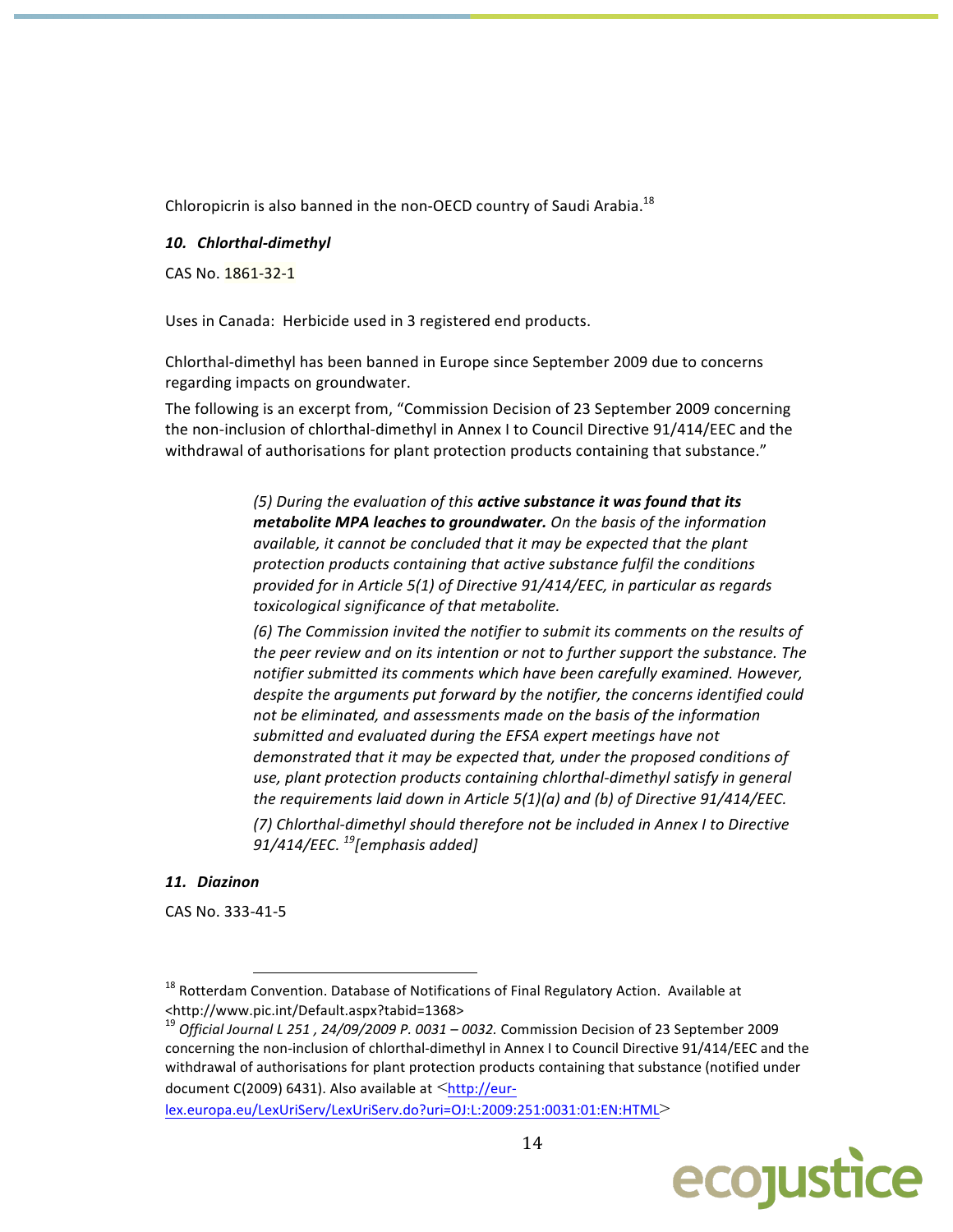Chloropicrin is also banned in the non-OECD country of Saudi Arabia.[18]

***10. Chlorthal-dimethyl***

CAS No. 1861-32-1

Uses in Canada: Herbicide used in 3 registered end products.

Chlorthal-dimethyl has been banned in Europe since September 2009 due to concerns regarding impacts on groundwater.

The following is an excerpt from, "Commission Decision of 23 September 2009 concerning the non-inclusion of chlorthal-dimethyl in Annex I to Council Directive 91/414/EEC and the withdrawal of authorisations for plant protection products containing that substance."

> *(5) During the evaluation of this* ***active substance it was found that its metabolite MPA leaches to groundwater.*** *On the basis of the information available, it cannot be concluded that it may be expected that the plant protection products containing that active substance fulfil the conditions provided for in Article 5(1) of Directive 91/414/EEC, in particular as regards toxicological significance of that metabolite.*
>
> *(6) The Commission invited the notifier to submit its comments on the results of the peer review and on its intention or not to further support the substance. The notifier submitted its comments which have been carefully examined. However, despite the arguments put forward by the notifier, the concerns identified could not be eliminated, and assessments made on the basis of the information submitted and evaluated during the EFSA expert meetings have not demonstrated that it may be expected that, under the proposed conditions of use, plant protection products containing chlorthal-dimethyl satisfy in general the requirements laid down in Article 5(1)(a) and (b) of Directive 91/414/EEC.*
>
> *(7) Chlorthal-dimethyl should therefore not be included in Annex I to Directive 91/414/EEC.* [19]*[emphasis added]*

***11. Diazinon***

CAS No. 333-41-5

---

[18] Rotterdam Convention. Database of Notifications of Final Regulatory Action. Available at <http://www.pic.int/Default.aspx?tabid=1368>

[19] *Official Journal L 251 , 24/09/2009 P. 0031 – 0032.* Commission Decision of 23 September 2009 concerning the non-inclusion of chlorthal-dimethyl in Annex I to Council Directive 91/414/EEC and the withdrawal of authorisations for plant protection products containing that substance (notified under document C(2009) 6431). Also available at <http://eur-lex.europa.eu/LexUriServ/LexUriServ.do?uri=OJ:L:2009:251:0031:01:EN:HTML>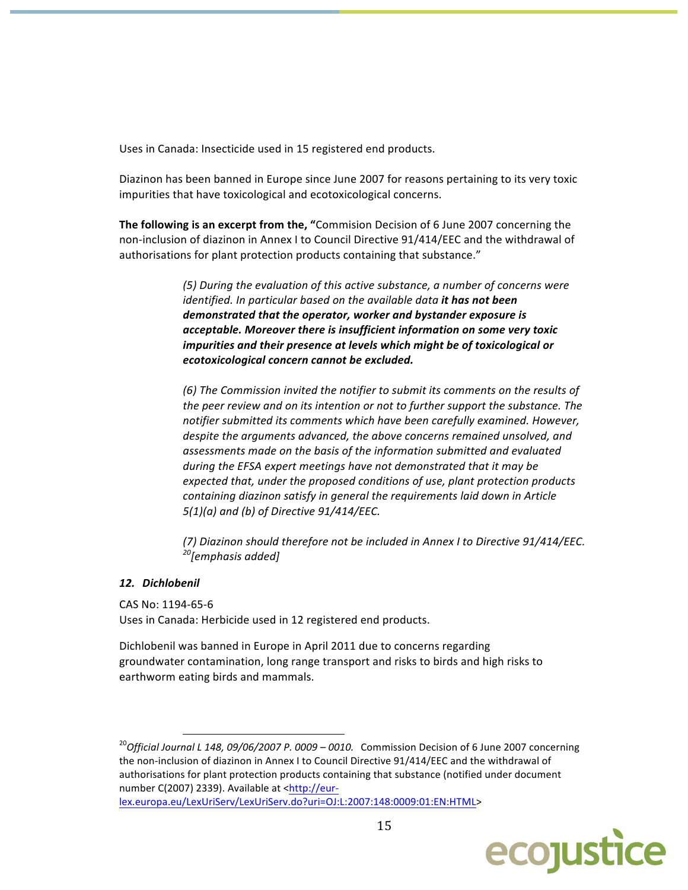Uses in Canada: Insecticide used in 15 registered end products.

Diazinon has been banned in Europe since June 2007 for reasons pertaining to its very toxic impurities that have toxicological and ecotoxicological concerns.

**The following is an excerpt from the, "**Commision Decision of 6 June 2007 concerning the non-inclusion of diazinon in Annex I to Council Directive 91/414/EEC and the withdrawal of authorisations for plant protection products containing that substance."

> *(5) During the evaluation of this active substance, a number of concerns were identified. In particular based on the available data* ***it has not been demonstrated that the operator, worker and bystander exposure is acceptable. Moreover there is insufficient information on some very toxic impurities and their presence at levels which might be of toxicological or ecotoxicological concern cannot be excluded.***
>
> *(6) The Commission invited the notifier to submit its comments on the results of the peer review and on its intention or not to further support the substance. The notifier submitted its comments which have been carefully examined. However, despite the arguments advanced, the above concerns remained unsolved, and assessments made on the basis of the information submitted and evaluated during the EFSA expert meetings have not demonstrated that it may be expected that, under the proposed conditions of use, plant protection products containing diazinon satisfy in general the requirements laid down in Article 5(1)(a) and (b) of Directive 91/414/EEC.*
>
> *(7) Diazinon should therefore not be included in Annex I to Directive 91/414/EEC.* [20]*[emphasis added]*

### *12. Dichlobenil*

CAS No: 1194-65-6
Uses in Canada: Herbicide used in 12 registered end products.

Dichlobenil was banned in Europe in April 2011 due to concerns regarding groundwater contamination, long range transport and risks to birds and high risks to earthworm eating birds and mammals.

---

[20] *Official Journal L 148, 09/06/2007 P. 0009 – 0010.* Commission Decision of 6 June 2007 concerning the non-inclusion of diazinon in Annex I to Council Directive 91/414/EEC and the withdrawal of authorisations for plant protection products containing that substance (notified under document number C(2007) 2339). Available at <http://eur-lex.europa.eu/LexUriServ/LexUriServ.do?uri=OJ:L:2007:148:0009:01:EN:HTML>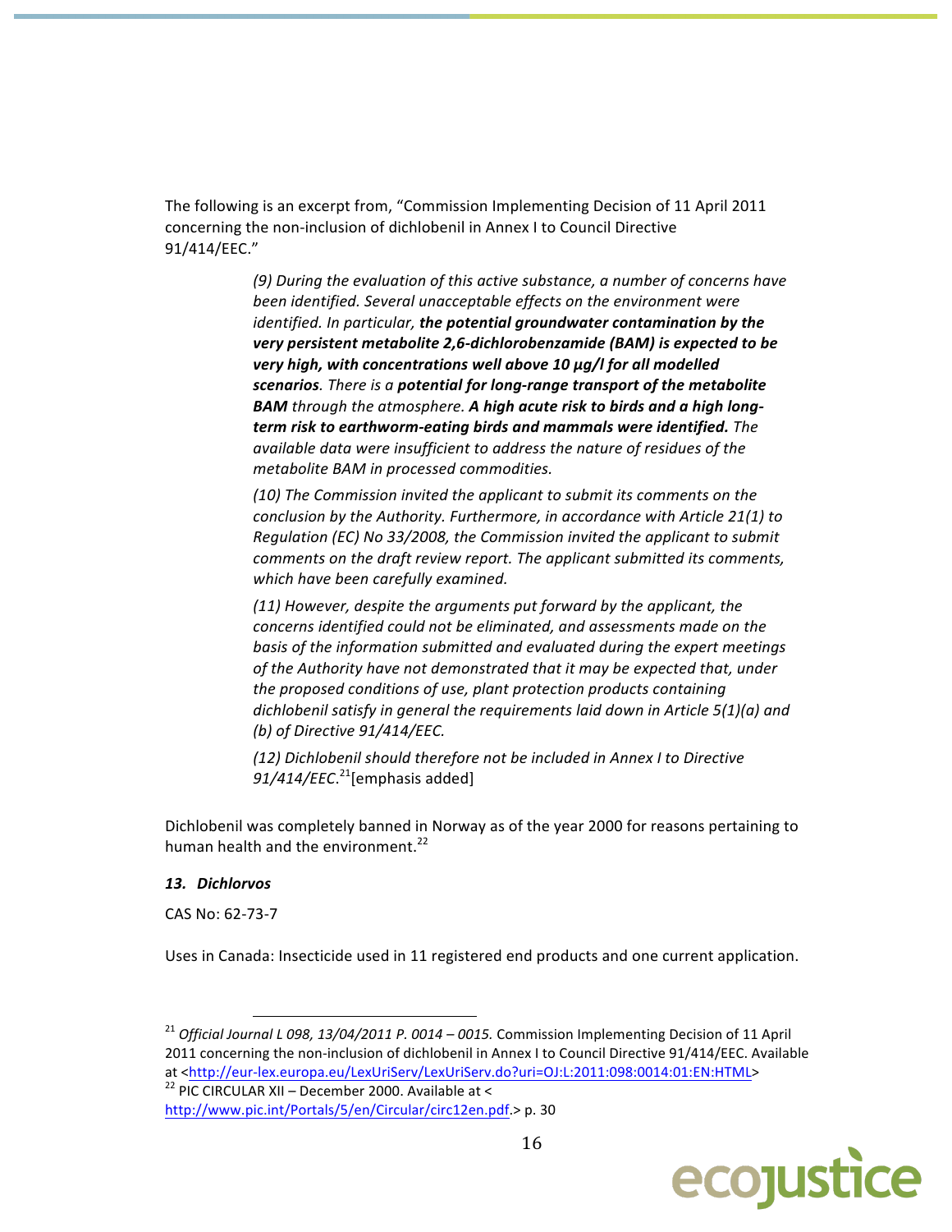The following is an excerpt from, "Commission Implementing Decision of 11 April 2011 concerning the non-inclusion of dichlobenil in Annex I to Council Directive 91/414/EEC."

> *(9) During the evaluation of this active substance, a number of concerns have been identified. Several unacceptable effects on the environment were identified. In particular,* ***the potential groundwater contamination by the very persistent metabolite 2,6-dichlorobenzamide (BAM) is expected to be very high, with concentrations well above 10 μg/l for all modelled scenarios****. There is a* ***potential for long-range transport of the metabolite BAM*** *through the atmosphere.* ***A high acute risk to birds and a high long-term risk to earthworm-eating birds and mammals were identified.*** *The available data were insufficient to address the nature of residues of the metabolite BAM in processed commodities.*
>
> *(10) The Commission invited the applicant to submit its comments on the conclusion by the Authority. Furthermore, in accordance with Article 21(1) to Regulation (EC) No 33/2008, the Commission invited the applicant to submit comments on the draft review report. The applicant submitted its comments, which have been carefully examined.*
>
> *(11) However, despite the arguments put forward by the applicant, the concerns identified could not be eliminated, and assessments made on the basis of the information submitted and evaluated during the expert meetings of the Authority have not demonstrated that it may be expected that, under the proposed conditions of use, plant protection products containing dichlobenil satisfy in general the requirements laid down in Article 5(1)(a) and (b) of Directive 91/414/EEC.*
>
> *(12) Dichlobenil should therefore not be included in Annex I to Directive 91/414/EEC.*[21][emphasis added]

Dichlobenil was completely banned in Norway as of the year 2000 for reasons pertaining to human health and the environment.[22]

### *13. Dichlorvos*

CAS No: 62-73-7

Uses in Canada: Insecticide used in 11 registered end products and one current application.

---

[21] *Official Journal L 098, 13/04/2011 P. 0014 – 0015.* Commission Implementing Decision of 11 April 2011 concerning the non-inclusion of dichlobenil in Annex I to Council Directive 91/414/EEC. Available at <http://eur-lex.europa.eu/LexUriServ/LexUriServ.do?uri=OJ:L:2011:098:0014:01:EN:HTML>

[22] PIC CIRCULAR XII – December 2000. Available at < http://www.pic.int/Portals/5/en/Circular/circ12en.pdf.> p. 30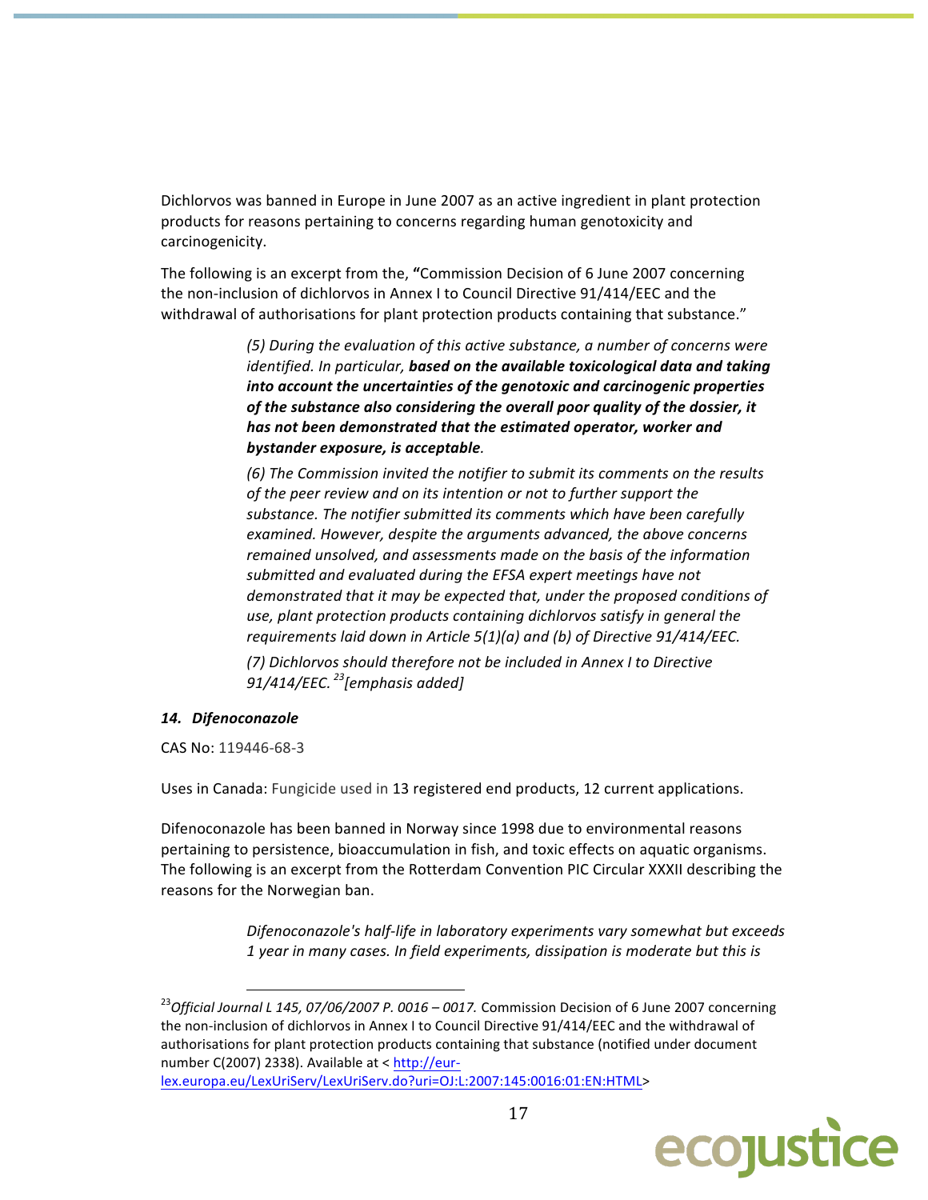Dichlorvos was banned in Europe in June 2007 as an active ingredient in plant protection products for reasons pertaining to concerns regarding human genotoxicity and carcinogenicity.

The following is an excerpt from the, **"**Commission Decision of 6 June 2007 concerning the non-inclusion of dichlorvos in Annex I to Council Directive 91/414/EEC and the withdrawal of authorisations for plant protection products containing that substance."

> *(5) During the evaluation of this active substance, a number of concerns were identified. In particular,* ***based on the available toxicological data and taking into account the uncertainties of the genotoxic and carcinogenic properties of the substance also considering the overall poor quality of the dossier, it has not been demonstrated that the estimated operator, worker and bystander exposure, is acceptable****.*
>
> *(6) The Commission invited the notifier to submit its comments on the results of the peer review and on its intention or not to further support the substance. The notifier submitted its comments which have been carefully examined. However, despite the arguments advanced, the above concerns remained unsolved, and assessments made on the basis of the information submitted and evaluated during the EFSA expert meetings have not demonstrated that it may be expected that, under the proposed conditions of use, plant protection products containing dichlorvos satisfy in general the requirements laid down in Article 5(1)(a) and (b) of Directive 91/414/EEC.*
>
> *(7) Dichlorvos should therefore not be included in Annex I to Directive 91/414/EEC.* [23] *[emphasis added]*

### *14. Difenoconazole*

CAS No: 119446-68-3

Uses in Canada: Fungicide used in 13 registered end products, 12 current applications.

Difenoconazole has been banned in Norway since 1998 due to environmental reasons pertaining to persistence, bioaccumulation in fish, and toxic effects on aquatic organisms. The following is an excerpt from the Rotterdam Convention PIC Circular XXXII describing the reasons for the Norwegian ban.

> *Difenoconazole's half-life in laboratory experiments vary somewhat but exceeds 1 year in many cases. In field experiments, dissipation is moderate but this is*

[23] *Official Journal L 145, 07/06/2007 P. 0016 – 0017.* Commission Decision of 6 June 2007 concerning the non-inclusion of dichlorvos in Annex I to Council Directive 91/414/EEC and the withdrawal of authorisations for plant protection products containing that substance (notified under document number C(2007) 2338). Available at < http://eur-lex.europa.eu/LexUriServ/LexUriServ.do?uri=OJ:L:2007:145:0016:01:EN:HTML>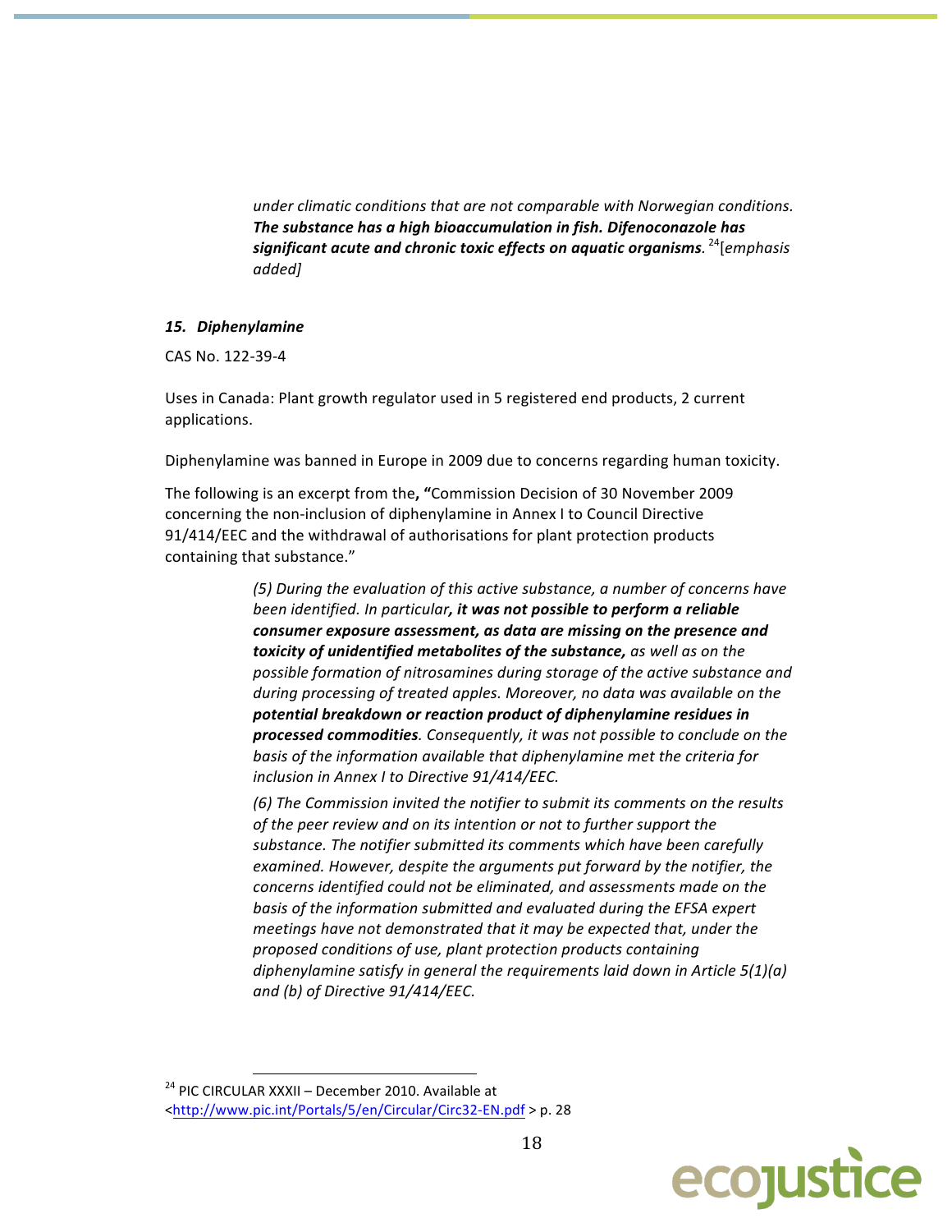> *under climatic conditions that are not comparable with Norwegian conditions. **The substance has a high bioaccumulation in fish. Difenoconazole has significant acute and chronic toxic effects on aquatic organisms**.*[24] *[emphasis added]*

### *15. Diphenylamine*

CAS No. 122-39-4

Uses in Canada: Plant growth regulator used in 5 registered end products, 2 current applications.

Diphenylamine was banned in Europe in 2009 due to concerns regarding human toxicity.

The following is an excerpt from the**, "**Commission Decision of 30 November 2009 concerning the non-inclusion of diphenylamine in Annex I to Council Directive 91/414/EEC and the withdrawal of authorisations for plant protection products containing that substance."

> *(5) During the evaluation of this active substance, a number of concerns have been identified. In particular**, it was not possible to perform a reliable consumer exposure assessment, as data are missing on the presence and toxicity of unidentified metabolites of the substance,** as well as on the possible formation of nitrosamines during storage of the active substance and during processing of treated apples. Moreover, no data was available on the **potential breakdown or reaction product of diphenylamine residues in processed commodities**. Consequently, it was not possible to conclude on the basis of the information available that diphenylamine met the criteria for inclusion in Annex I to Directive 91/414/EEC.*
>
> *(6) The Commission invited the notifier to submit its comments on the results of the peer review and on its intention or not to further support the substance. The notifier submitted its comments which have been carefully examined. However, despite the arguments put forward by the notifier, the concerns identified could not be eliminated, and assessments made on the basis of the information submitted and evaluated during the EFSA expert meetings have not demonstrated that it may be expected that, under the proposed conditions of use, plant protection products containing diphenylamine satisfy in general the requirements laid down in Article 5(1)(a) and (b) of Directive 91/414/EEC.*

---

[24] PIC CIRCULAR XXXII – December 2010. Available at <http://www.pic.int/Portals/5/en/Circular/Circ32-EN.pdf > p. 28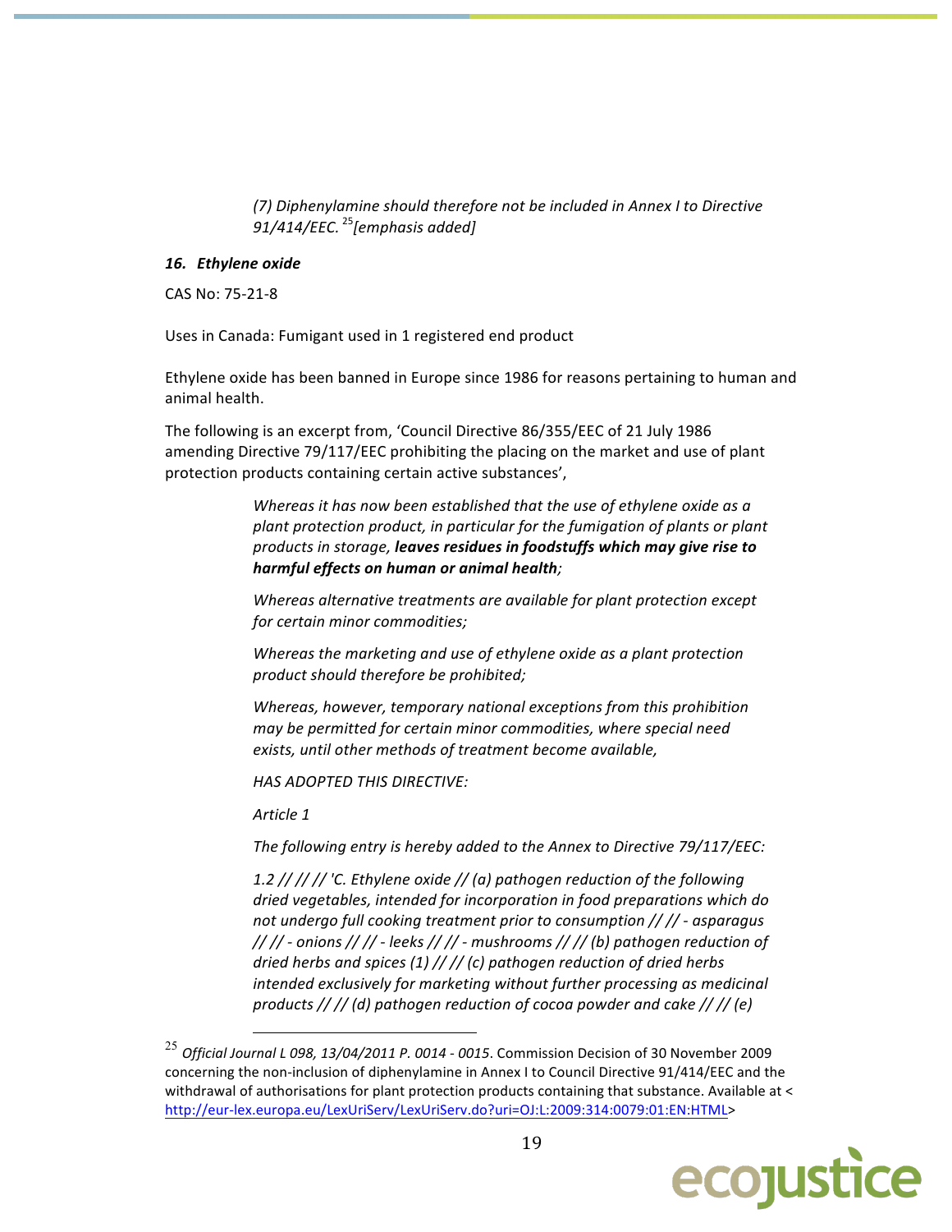> *(7) Diphenylamine should therefore not be included in Annex I to Directive 91/414/EEC.*[25] *[emphasis added]*

### ***16. Ethylene oxide***

CAS No: 75-21-8

Uses in Canada: Fumigant used in 1 registered end product

Ethylene oxide has been banned in Europe since 1986 for reasons pertaining to human and animal health.

The following is an excerpt from, 'Council Directive 86/355/EEC of 21 July 1986 amending Directive 79/117/EEC prohibiting the placing on the market and use of plant protection products containing certain active substances',

> *Whereas it has now been established that the use of ethylene oxide as a plant protection product, in particular for the fumigation of plants or plant products in storage, **leaves residues in foodstuffs which may give rise to harmful effects on human or animal health**;*
>
> *Whereas alternative treatments are available for plant protection except for certain minor commodities;*
>
> *Whereas the marketing and use of ethylene oxide as a plant protection product should therefore be prohibited;*
>
> *Whereas, however, temporary national exceptions from this prohibition may be permitted for certain minor commodities, where special need exists, until other methods of treatment become available,*
>
> *HAS ADOPTED THIS DIRECTIVE:*
>
> *Article 1*
>
> *The following entry is hereby added to the Annex to Directive 79/117/EEC:*
>
> *1.2 // // // 'C. Ethylene oxide // (a) pathogen reduction of the following dried vegetables, intended for incorporation in food preparations which do not undergo full cooking treatment prior to consumption // // - asparagus // // - onions // // - leeks // // - mushrooms // // (b) pathogen reduction of dried herbs and spices (1) // // (c) pathogen reduction of dried herbs intended exclusively for marketing without further processing as medicinal products // // (d) pathogen reduction of cocoa powder and cake // // (e)*

---

[25] *Official Journal L 098, 13/04/2011 P. 0014 - 0015*. Commission Decision of 30 November 2009 concerning the non-inclusion of diphenylamine in Annex I to Council Directive 91/414/EEC and the withdrawal of authorisations for plant protection products containing that substance. Available at < http://eur-lex.europa.eu/LexUriServ/LexUriServ.do?uri=OJ:L:2009:314:0079:01:EN:HTML>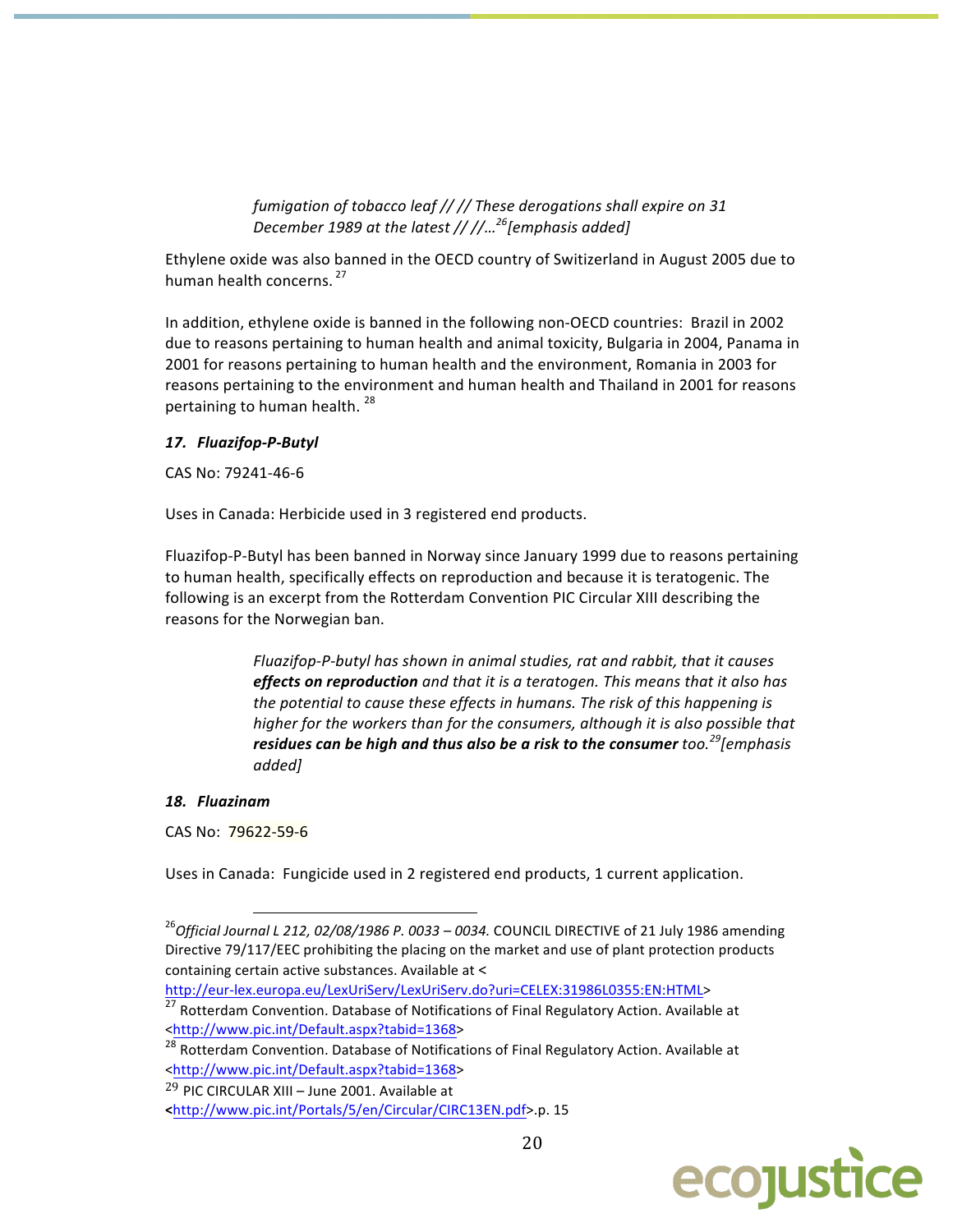> *fumigation of tobacco leaf // // These derogations shall expire on 31 December 1989 at the latest // //…*[26] *[emphasis added]*

Ethylene oxide was also banned in the OECD country of Switzerland in August 2005 due to human health concerns.[27]

In addition, ethylene oxide is banned in the following non-OECD countries: Brazil in 2002 due to reasons pertaining to human health and animal toxicity, Bulgaria in 2004, Panama in 2001 for reasons pertaining to human health and the environment, Romania in 2003 for reasons pertaining to the environment and human health and Thailand in 2001 for reasons pertaining to human health.[28]

### *17. Fluazifop-P-Butyl*

CAS No: 79241-46-6

Uses in Canada: Herbicide used in 3 registered end products.

Fluazifop-P-Butyl has been banned in Norway since January 1999 due to reasons pertaining to human health, specifically effects on reproduction and because it is teratogenic. The following is an excerpt from the Rotterdam Convention PIC Circular XIII describing the reasons for the Norwegian ban.

> *Fluazifop-P-butyl has shown in animal studies, rat and rabbit, that it causes **effects on reproduction** and that it is a teratogen. This means that it also has the potential to cause these effects in humans. The risk of this happening is higher for the workers than for the consumers, although it is also possible that **residues can be high and thus also be a risk to the consumer** too.*[29] *[emphasis added]*

### *18. Fluazinam*

CAS No: 79622-59-6

Uses in Canada: Fungicide used in 2 registered end products, 1 current application.

---

[26] *Official Journal L 212, 02/08/1986 P. 0033 – 0034.* COUNCIL DIRECTIVE of 21 July 1986 amending Directive 79/117/EEC prohibiting the placing on the market and use of plant protection products containing certain active substances. Available at <http://eur-lex.europa.eu/LexUriServ/LexUriServ.do?uri=CELEX:31986L0355:EN:HTML>

[27] Rotterdam Convention. Database of Notifications of Final Regulatory Action. Available at <http://www.pic.int/Default.aspx?tabid=1368>

[28] Rotterdam Convention. Database of Notifications of Final Regulatory Action. Available at <http://www.pic.int/Default.aspx?tabid=1368>

[29] PIC CIRCULAR XIII – June 2001. Available at <http://www.pic.int/Portals/5/en/Circular/CIRC13EN.pdf>.p. 15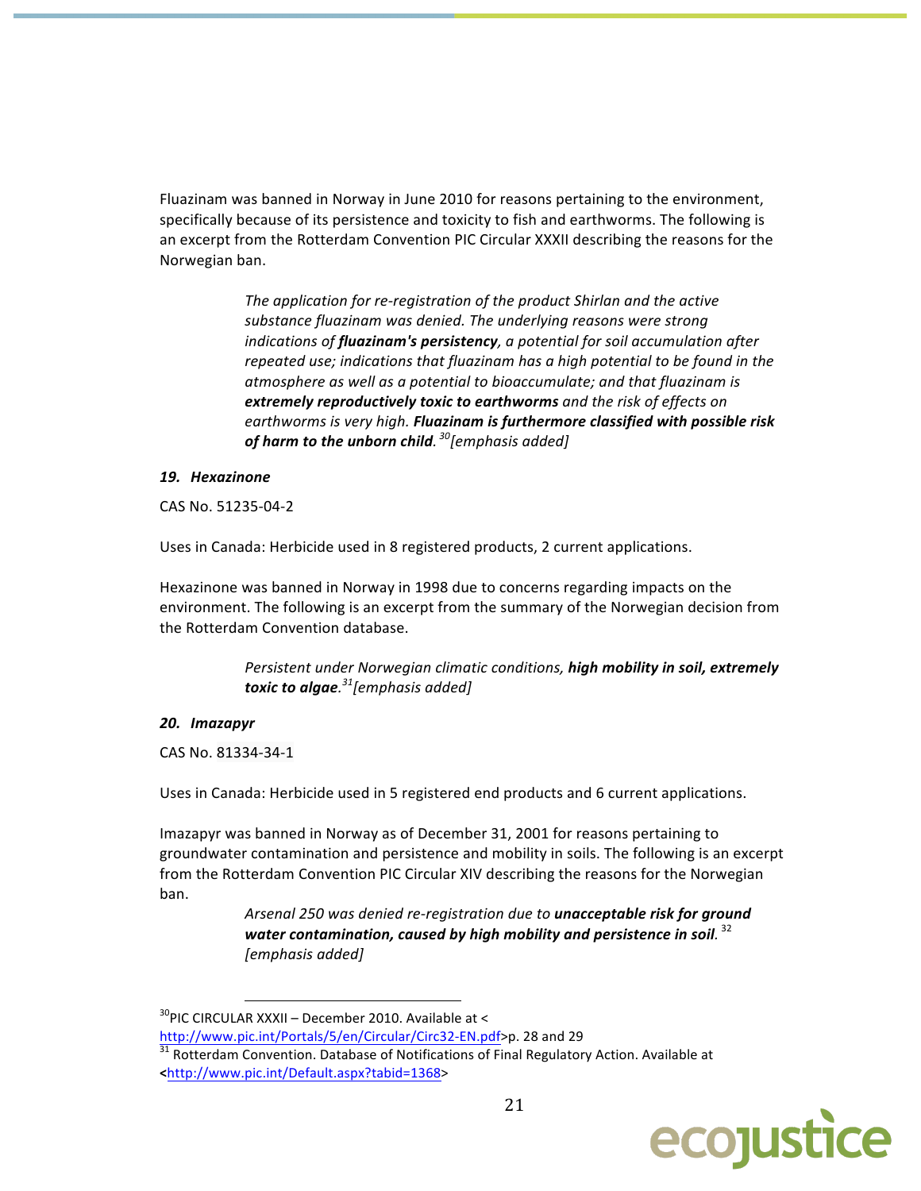Fluazinam was banned in Norway in June 2010 for reasons pertaining to the environment, specifically because of its persistence and toxicity to fish and earthworms. The following is an excerpt from the Rotterdam Convention PIC Circular XXXII describing the reasons for the Norwegian ban.

> *The application for re-registration of the product Shirlan and the active substance fluazinam was denied. The underlying reasons were strong indications of* ***fluazinam's persistency****, a potential for soil accumulation after repeated use; indications that fluazinam has a high potential to be found in the atmosphere as well as a potential to bioaccumulate; and that fluazinam is* ***extremely reproductively toxic to earthworms*** *and the risk of effects on earthworms is very high.* ***Fluazinam is furthermore classified with possible risk of harm to the unborn child****.*[30]*[emphasis added]*

### *19. Hexazinone*

CAS No. 51235-04-2

Uses in Canada: Herbicide used in 8 registered products, 2 current applications.

Hexazinone was banned in Norway in 1998 due to concerns regarding impacts on the environment. The following is an excerpt from the summary of the Norwegian decision from the Rotterdam Convention database.

> *Persistent under Norwegian climatic conditions,* ***high mobility in soil, extremely toxic to algae****.*[31]*[emphasis added]*

### *20. Imazapyr*

CAS No. 81334-34-1

Uses in Canada: Herbicide used in 5 registered end products and 6 current applications.

Imazapyr was banned in Norway as of December 31, 2001 for reasons pertaining to groundwater contamination and persistence and mobility in soils. The following is an excerpt from the Rotterdam Convention PIC Circular XIV describing the reasons for the Norwegian ban.

> *Arsenal 250 was denied re-registration due to* ***unacceptable risk for ground water contamination, caused by high mobility and persistence in soil.*** [32] *[emphasis added]*

---

[30] PIC CIRCULAR XXXII – December 2010. Available at < http://www.pic.int/Portals/5/en/Circular/Circ32-EN.pdf>p. 28 and 29

[31] Rotterdam Convention. Database of Notifications of Final Regulatory Action. Available at <http://www.pic.int/Default.aspx?tabid=1368>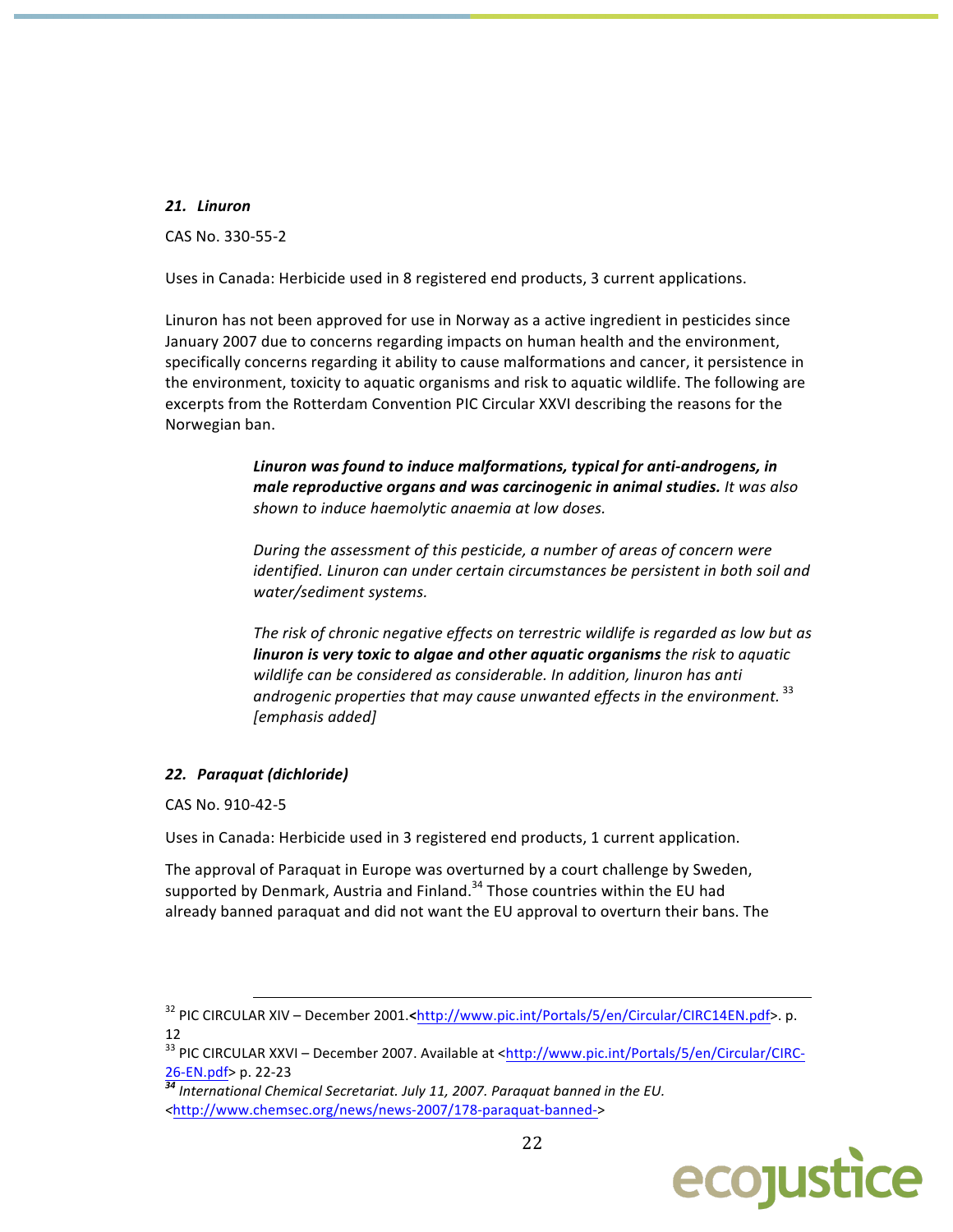### *21. Linuron*

CAS No. 330-55-2

Uses in Canada: Herbicide used in 8 registered end products, 3 current applications.

Linuron has not been approved for use in Norway as a active ingredient in pesticides since January 2007 due to concerns regarding impacts on human health and the environment, specifically concerns regarding it ability to cause malformations and cancer, it persistence in the environment, toxicity to aquatic organisms and risk to aquatic wildlife. The following are excerpts from the Rotterdam Convention PIC Circular XXVI describing the reasons for the Norwegian ban.

> ***Linuron was found to induce malformations, typical for anti-androgens, in male reproductive organs and was carcinogenic in animal studies.*** *It was also shown to induce haemolytic anaemia at low doses.*
>
> *During the assessment of this pesticide, a number of areas of concern were identified. Linuron can under certain circumstances be persistent in both soil and water/sediment systems.*
>
> *The risk of chronic negative effects on terrestric wildlife is regarded as low but as* ***linuron is very toxic to algae and other aquatic organisms*** *the risk to aquatic wildlife can be considered as considerable. In addition, linuron has anti androgenic properties that may cause unwanted effects in the environment.* [33] *[emphasis added]*

### *22. Paraquat (dichloride)*

CAS No. 910-42-5

Uses in Canada: Herbicide used in 3 registered end products, 1 current application.

The approval of Paraquat in Europe was overturned by a court challenge by Sweden, supported by Denmark, Austria and Finland.[34] Those countries within the EU had already banned paraquat and did not want the EU approval to overturn their bans. The

---

[32] PIC CIRCULAR XIV – December 2001.<http://www.pic.int/Portals/5/en/Circular/CIRC14EN.pdf>. p. 12

[33] PIC CIRCULAR XXVI – December 2007. Available at <http://www.pic.int/Portals/5/en/Circular/CIRC-26-EN.pdf> p. 22-23

[34] *International Chemical Secretariat. July 11, 2007. Paraquat banned in the EU.* <http://www.chemsec.org/news/news-2007/178-paraquat-banned->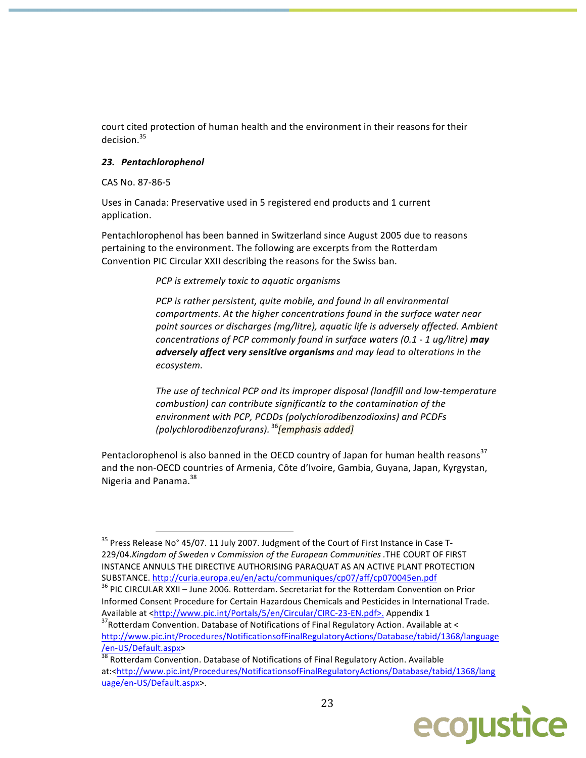court cited protection of human health and the environment in their reasons for their decision.[35]

### *23. Pentachlorophenol*

CAS No. 87-86-5

Uses in Canada: Preservative used in 5 registered end products and 1 current application.

Pentachlorophenol has been banned in Switzerland since August 2005 due to reasons pertaining to the environment. The following are excerpts from the Rotterdam Convention PIC Circular XXII describing the reasons for the Swiss ban.

> *PCP is extremely toxic to aquatic organisms*
>
> *PCP is rather persistent, quite mobile, and found in all environmental compartments. At the higher concentrations found in the surface water near point sources or discharges (mg/litre), aquatic life is adversely affected. Ambient concentrations of PCP commonly found in surface waters (0.1 - 1 ug/litre)* ***may adversely affect very sensitive organisms*** *and may lead to alterations in the ecosystem.*
>
> *The use of technical PCP and its improper disposal (landfill and low-temperature combustion) can contribute significantlz to the contamination of the environment with PCP, PCDDs (polychlorodibenzodioxins) and PCDFs (polychlorodibenzofurans).* [36]*[emphasis added]*

Pentaclorophenol is also banned in the OECD country of Japan for human health reasons[37] and the non-OECD countries of Armenia, Côte d'Ivoire, Gambia, Guyana, Japan, Kyrgystan, Nigeria and Panama.[38]

---

[35] Press Release No° 45/07. 11 July 2007. Judgment of the Court of First Instance in Case T-229/04.*Kingdom of Sweden v Commission of the European Communities* .THE COURT OF FIRST INSTANCE ANNULS THE DIRECTIVE AUTHORISING PARAQUAT AS AN ACTIVE PLANT PROTECTION SUBSTANCE. http://curia.europa.eu/en/actu/communiques/cp07/aff/cp070045en.pdf

[36] PIC CIRCULAR XXII – June 2006. Rotterdam. Secretariat for the Rotterdam Convention on Prior Informed Consent Procedure for Certain Hazardous Chemicals and Pesticides in International Trade. Available at <http://www.pic.int/Portals/5/en/Circular/CIRC-23-EN.pdf>. Appendix 1

[37] Rotterdam Convention. Database of Notifications of Final Regulatory Action. Available at < http://www.pic.int/Procedures/NotificationsofFinalRegulatoryActions/Database/tabid/1368/language/en-US/Default.aspx>

[38] Rotterdam Convention. Database of Notifications of Final Regulatory Action. Available at:<http://www.pic.int/Procedures/NotificationsofFinalRegulatoryActions/Database/tabid/1368/language/en-US/Default.aspx>.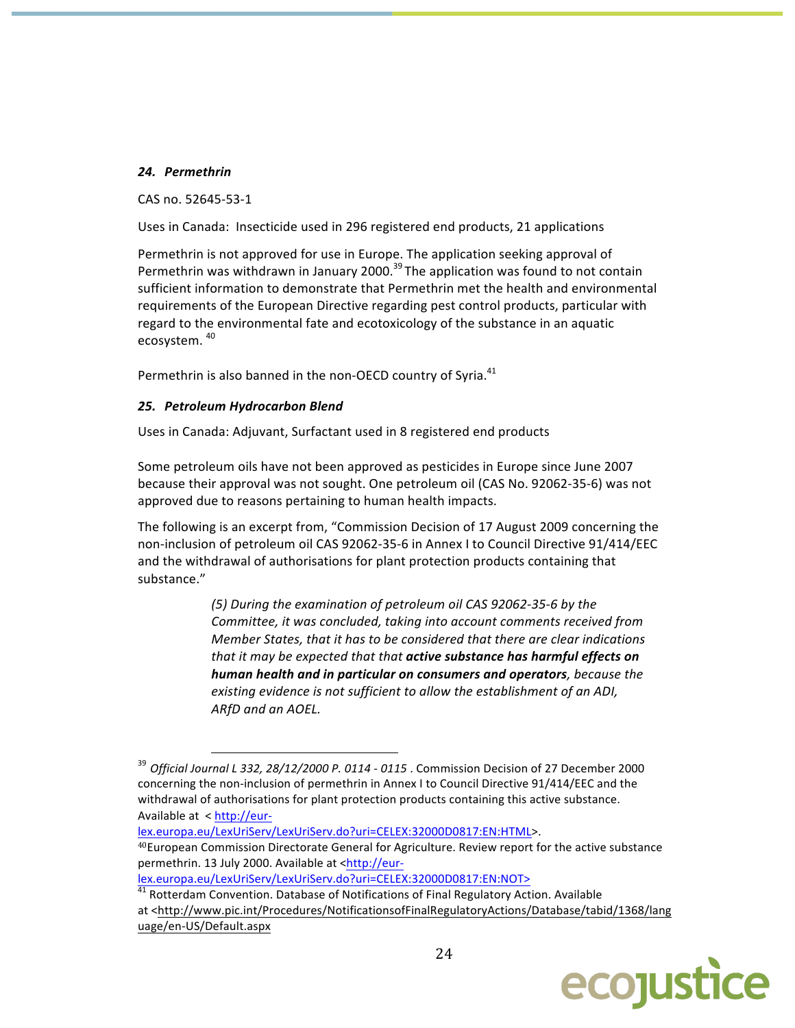### *24. Permethrin*

CAS no. 52645-53-1

Uses in Canada: Insecticide used in 296 registered end products, 21 applications

Permethrin is not approved for use in Europe. The application seeking approval of Permethrin was withdrawn in January 2000.[39] The application was found to not contain sufficient information to demonstrate that Permethrin met the health and environmental requirements of the European Directive regarding pest control products, particular with regard to the environmental fate and ecotoxicology of the substance in an aquatic ecosystem.[40]

Permethrin is also banned in the non-OECD country of Syria.[41]

### *25. Petroleum Hydrocarbon Blend*

Uses in Canada: Adjuvant, Surfactant used in 8 registered end products

Some petroleum oils have not been approved as pesticides in Europe since June 2007 because their approval was not sought. One petroleum oil (CAS No. 92062-35-6) was not approved due to reasons pertaining to human health impacts.

The following is an excerpt from, "Commission Decision of 17 August 2009 concerning the non-inclusion of petroleum oil CAS 92062-35-6 in Annex I to Council Directive 91/414/EEC and the withdrawal of authorisations for plant protection products containing that substance."

> *(5) During the examination of petroleum oil CAS 92062-35-6 by the Committee, it was concluded, taking into account comments received from Member States, that it has to be considered that there are clear indications that it may be expected that that* ***active substance has harmful effects on human health and in particular on consumers and operators****, because the existing evidence is not sufficient to allow the establishment of an ADI, ARfD and an AOEL.*

---

[39] *Official Journal L 332, 28/12/2000 P. 0114 - 0115* . Commission Decision of 27 December 2000 concerning the non-inclusion of permethrin in Annex I to Council Directive 91/414/EEC and the withdrawal of authorisations for plant protection products containing this active substance. Available at < http://eur-lex.europa.eu/LexUriServ/LexUriServ.do?uri=CELEX:32000D0817:EN:HTML>.

[40] European Commission Directorate General for Agriculture. Review report for the active substance permethrin. 13 July 2000. Available at <http://eur-lex.europa.eu/LexUriServ/LexUriServ.do?uri=CELEX:32000D0817:EN:NOT>

[41] Rotterdam Convention. Database of Notifications of Final Regulatory Action. Available at <http://www.pic.int/Procedures/NotificationsofFinalRegulatoryActions/Database/tabid/1368/language/en-US/Default.aspx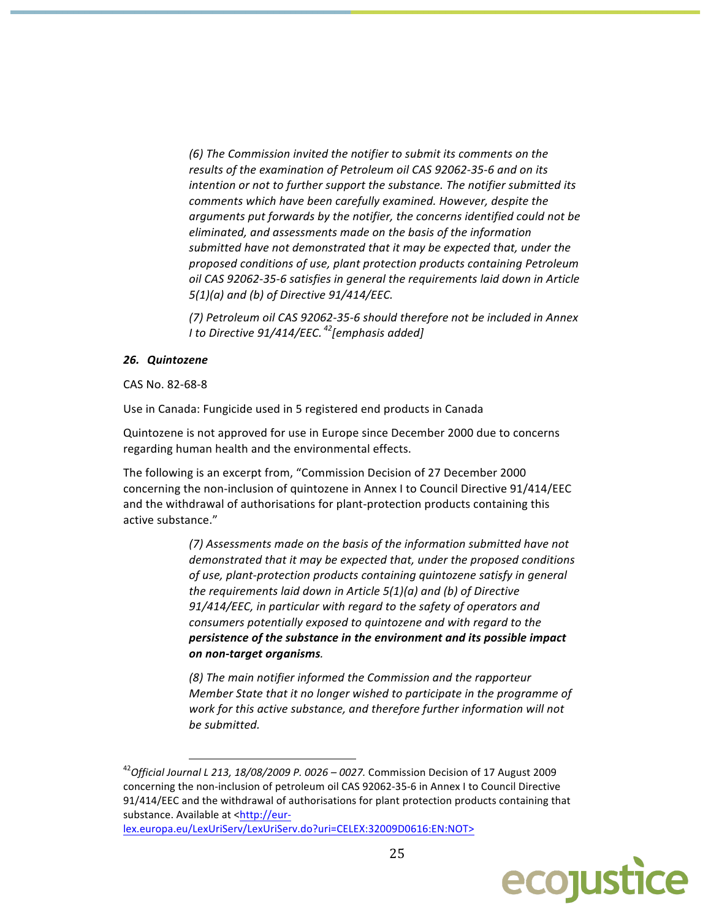*(6) The Commission invited the notifier to submit its comments on the results of the examination of Petroleum oil CAS 92062-35-6 and on its intention or not to further support the substance. The notifier submitted its comments which have been carefully examined. However, despite the arguments put forwards by the notifier, the concerns identified could not be eliminated, and assessments made on the basis of the information submitted have not demonstrated that it may be expected that, under the proposed conditions of use, plant protection products containing Petroleum oil CAS 92062-35-6 satisfies in general the requirements laid down in Article 5(1)(a) and (b) of Directive 91/414/EEC.*

*(7) Petroleum oil CAS 92062-35-6 should therefore not be included in Annex I to Directive 91/414/EEC.*[42] *[emphasis added]*

### *26. Quintozene*

CAS No. 82-68-8

Use in Canada: Fungicide used in 5 registered end products in Canada

Quintozene is not approved for use in Europe since December 2000 due to concerns regarding human health and the environmental effects.

The following is an excerpt from, "Commission Decision of 27 December 2000 concerning the non-inclusion of quintozene in Annex I to Council Directive 91/414/EEC and the withdrawal of authorisations for plant-protection products containing this active substance."

*(7) Assessments made on the basis of the information submitted have not demonstrated that it may be expected that, under the proposed conditions of use, plant-protection products containing quintozene satisfy in general the requirements laid down in Article 5(1)(a) and (b) of Directive 91/414/EEC, in particular with regard to the safety of operators and consumers potentially exposed to quintozene and with regard to the **persistence of the substance in the environment and its possible impact on non-target organisms**.*

*(8) The main notifier informed the Commission and the rapporteur Member State that it no longer wished to participate in the programme of work for this active substance, and therefore further information will not be submitted.*

---

[42] *Official Journal L 213, 18/08/2009 P. 0026 – 0027.* Commission Decision of 17 August 2009 concerning the non-inclusion of petroleum oil CAS 92062-35-6 in Annex I to Council Directive 91/414/EEC and the withdrawal of authorisations for plant protection products containing that substance. Available at <http://eur-lex.europa.eu/LexUriServ/LexUriServ.do?uri=CELEX:32009D0616:EN:NOT>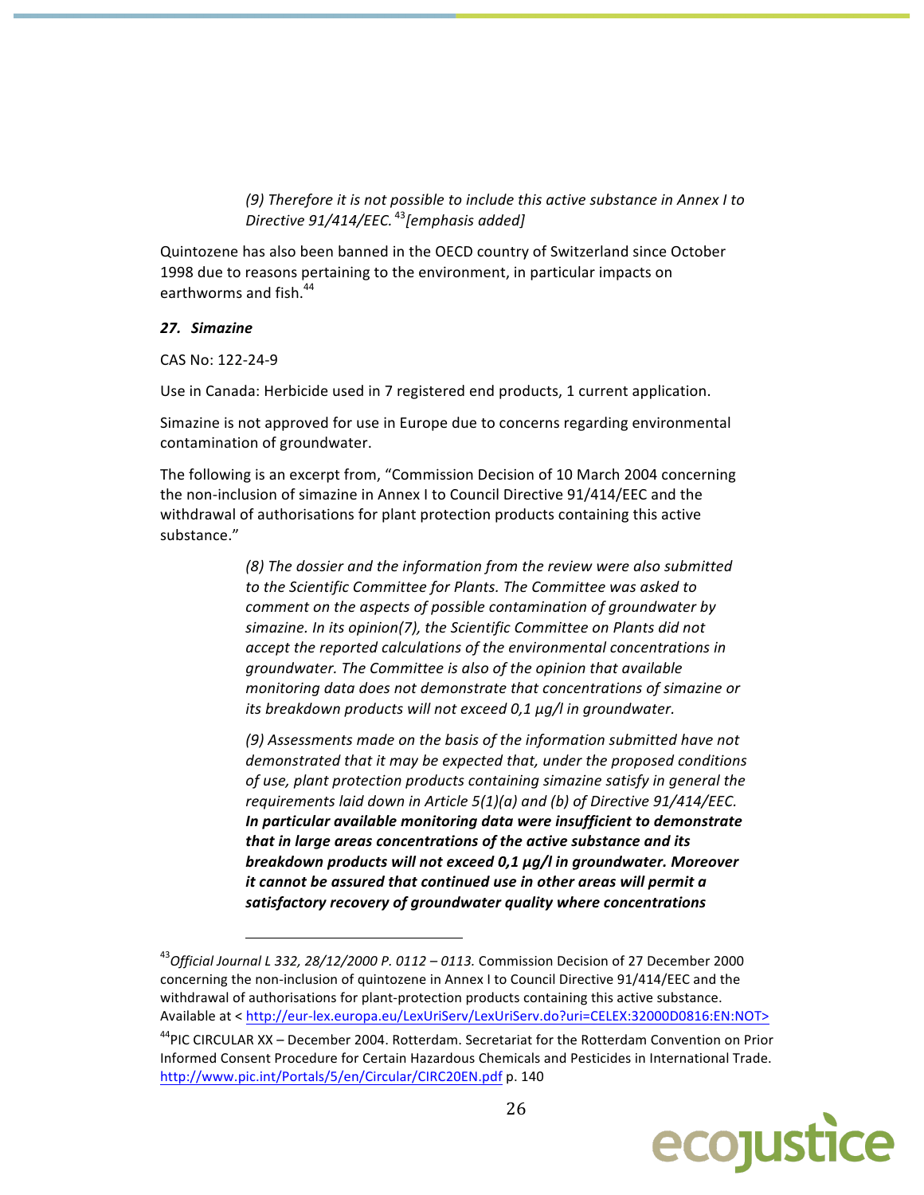> *(9) Therefore it is not possible to include this active substance in Annex I to Directive 91/414/EEC.*[43] *[emphasis added]*

Quintozene has also been banned in the OECD country of Switzerland since October 1998 due to reasons pertaining to the environment, in particular impacts on earthworms and fish.[44]

### *27. Simazine*

CAS No: 122-24-9

Use in Canada: Herbicide used in 7 registered end products, 1 current application.

Simazine is not approved for use in Europe due to concerns regarding environmental contamination of groundwater.

The following is an excerpt from, "Commission Decision of 10 March 2004 concerning the non-inclusion of simazine in Annex I to Council Directive 91/414/EEC and the withdrawal of authorisations for plant protection products containing this active substance."

> *(8) The dossier and the information from the review were also submitted to the Scientific Committee for Plants. The Committee was asked to comment on the aspects of possible contamination of groundwater by simazine. In its opinion(7), the Scientific Committee on Plants did not accept the reported calculations of the environmental concentrations in groundwater. The Committee is also of the opinion that available monitoring data does not demonstrate that concentrations of simazine or its breakdown products will not exceed 0,1 µg/l in groundwater.*
>
> *(9) Assessments made on the basis of the information submitted have not demonstrated that it may be expected that, under the proposed conditions of use, plant protection products containing simazine satisfy in general the requirements laid down in Article 5(1)(a) and (b) of Directive 91/414/EEC.* ***In particular available monitoring data were insufficient to demonstrate that in large areas concentrations of the active substance and its breakdown products will not exceed 0,1 µg/l in groundwater. Moreover it cannot be assured that continued use in other areas will permit a satisfactory recovery of groundwater quality where concentrations***

---

[43] *Official Journal L 332, 28/12/2000 P. 0112 – 0113.* Commission Decision of 27 December 2000 concerning the non-inclusion of quintozene in Annex I to Council Directive 91/414/EEC and the withdrawal of authorisations for plant-protection products containing this active substance. Available at < http://eur-lex.europa.eu/LexUriServ/LexUriServ.do?uri=CELEX:32000D0816:EN:NOT>

[44] PIC CIRCULAR XX – December 2004. Rotterdam. Secretariat for the Rotterdam Convention on Prior Informed Consent Procedure for Certain Hazardous Chemicals and Pesticides in International Trade. http://www.pic.int/Portals/5/en/Circular/CIRC20EN.pdf p. 140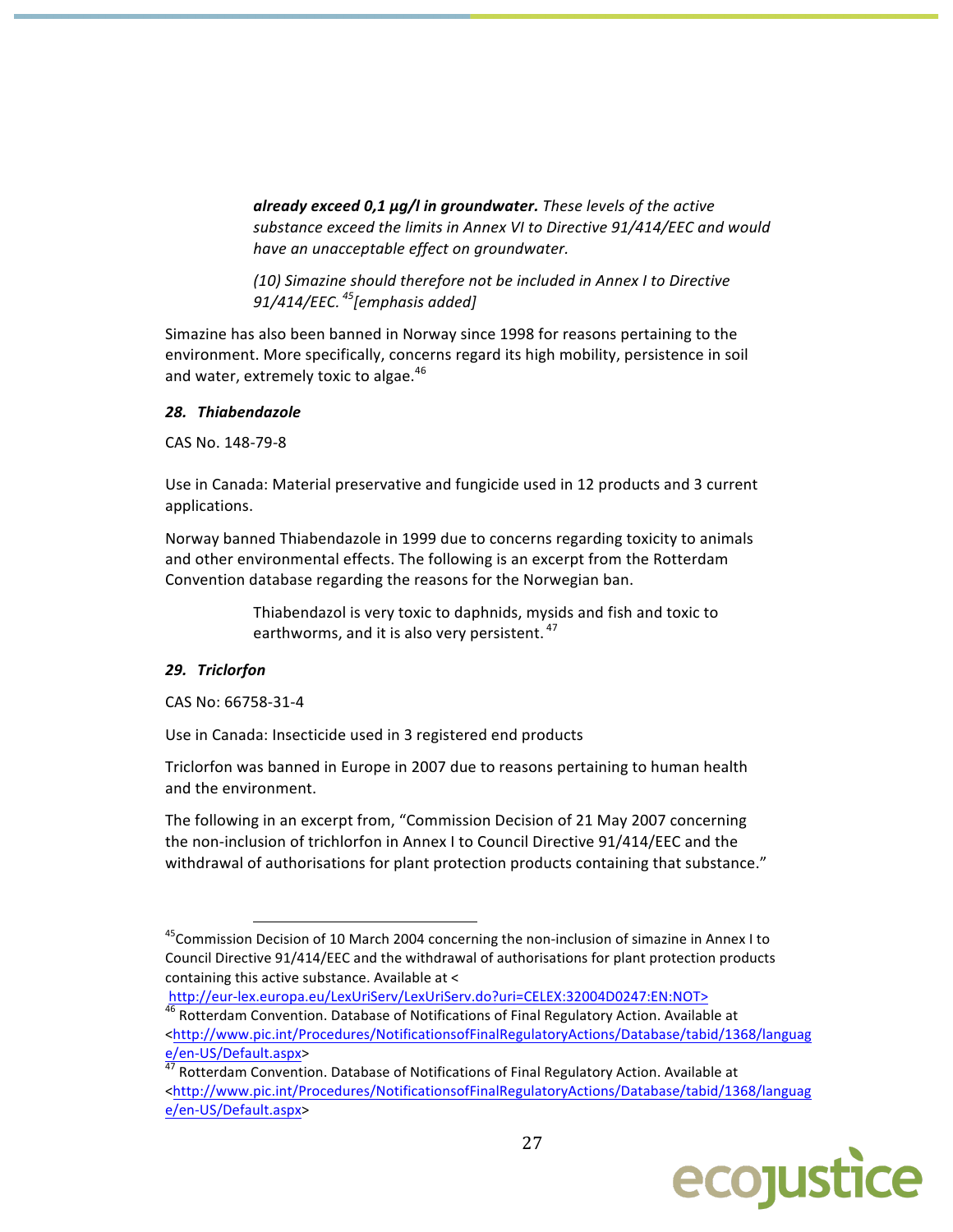> ***already exceed 0,1 µg/l in groundwater.*** *These levels of the active substance exceed the limits in Annex VI to Directive 91/414/EEC and would have an unacceptable effect on groundwater.*
>
> *(10) Simazine should therefore not be included in Annex I to Directive 91/414/EEC.* [45] *[emphasis added]*

Simazine has also been banned in Norway since 1998 for reasons pertaining to the environment. More specifically, concerns regard its high mobility, persistence in soil and water, extremely toxic to algae.[46]

### *28. Thiabendazole*

CAS No. 148-79-8

Use in Canada: Material preservative and fungicide used in 12 products and 3 current applications.

Norway banned Thiabendazole in 1999 due to concerns regarding toxicity to animals and other environmental effects. The following is an excerpt from the Rotterdam Convention database regarding the reasons for the Norwegian ban.

> Thiabendazol is very toxic to daphnids, mysids and fish and toxic to earthworms, and it is also very persistent. [47]

### *29. Triclorfon*

CAS No: 66758-31-4

Use in Canada: Insecticide used in 3 registered end products

Triclorfon was banned in Europe in 2007 due to reasons pertaining to human health and the environment.

The following in an excerpt from, "Commission Decision of 21 May 2007 concerning the non-inclusion of trichlorfon in Annex I to Council Directive 91/414/EEC and the withdrawal of authorisations for plant protection products containing that substance."

---

[45] Commission Decision of 10 March 2004 concerning the non-inclusion of simazine in Annex I to Council Directive 91/414/EEC and the withdrawal of authorisations for plant protection products containing this active substance. Available at < http://eur-lex.europa.eu/LexUriServ/LexUriServ.do?uri=CELEX:32004D0247:EN:NOT>

[46] Rotterdam Convention. Database of Notifications of Final Regulatory Action. Available at <http://www.pic.int/Procedures/NotificationsofFinalRegulatoryActions/Database/tabid/1368/language/en-US/Default.aspx>

[47] Rotterdam Convention. Database of Notifications of Final Regulatory Action. Available at <http://www.pic.int/Procedures/NotificationsofFinalRegulatoryActions/Database/tabid/1368/language/en-US/Default.aspx>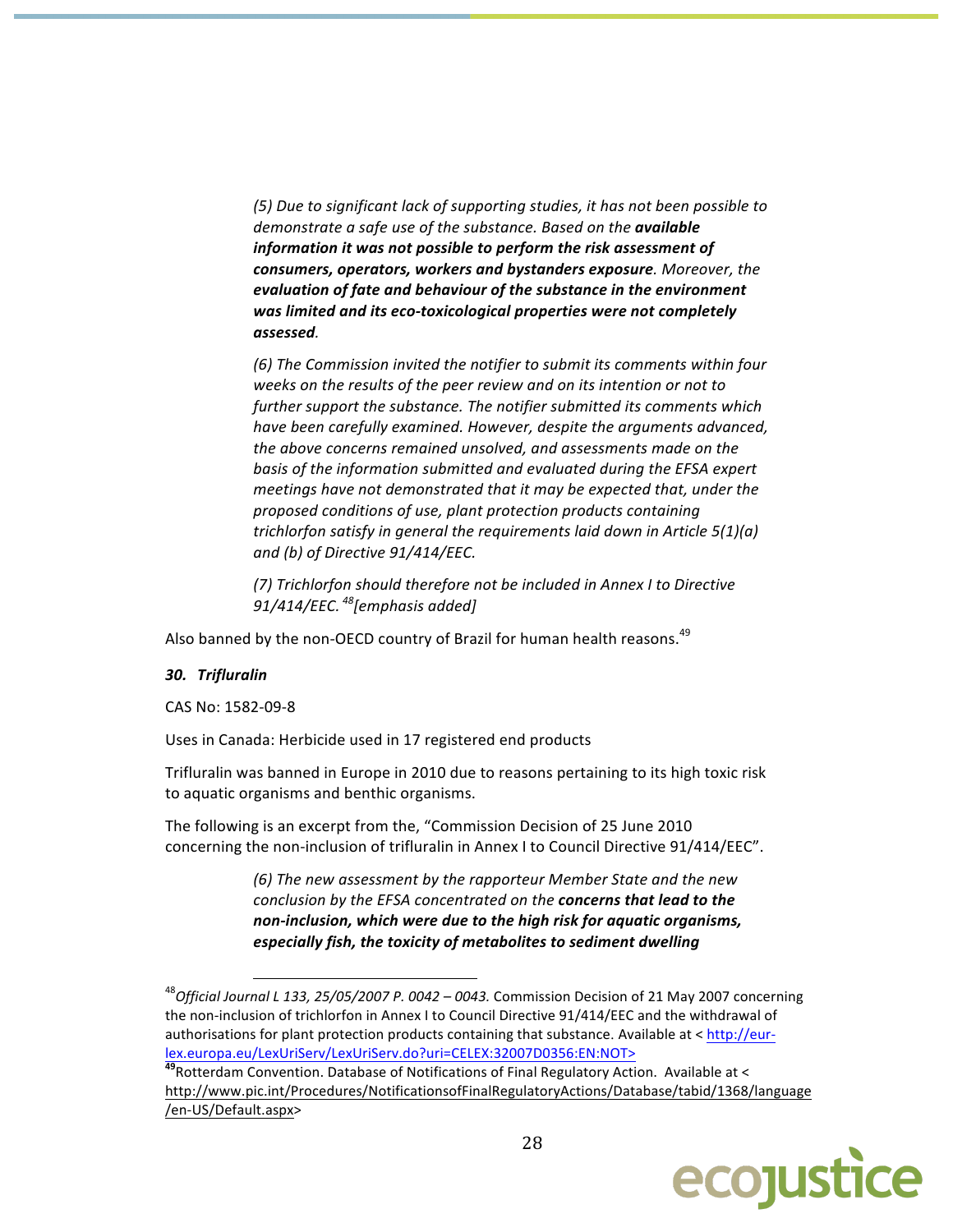> *(5) Due to significant lack of supporting studies, it has not been possible to demonstrate a safe use of the substance. Based on the* ***available information it was not possible to perform the risk assessment of consumers, operators, workers and bystanders exposure****. Moreover, the* ***evaluation of fate and behaviour of the substance in the environment was limited and its eco-toxicological properties were not completely assessed****.*
>
> *(6) The Commission invited the notifier to submit its comments within four weeks on the results of the peer review and on its intention or not to further support the substance. The notifier submitted its comments which have been carefully examined. However, despite the arguments advanced, the above concerns remained unsolved, and assessments made on the basis of the information submitted and evaluated during the EFSA expert meetings have not demonstrated that it may be expected that, under the proposed conditions of use, plant protection products containing trichlorfon satisfy in general the requirements laid down in Article 5(1)(a) and (b) of Directive 91/414/EEC.*
>
> *(7) Trichlorfon should therefore not be included in Annex I to Directive 91/414/EEC.*[48] *[emphasis added]*

Also banned by the non-OECD country of Brazil for human health reasons.[49]

***30. Trifluralin***

CAS No: 1582-09-8

Uses in Canada: Herbicide used in 17 registered end products

Trifluralin was banned in Europe in 2010 due to reasons pertaining to its high toxic risk to aquatic organisms and benthic organisms.

The following is an excerpt from the, "Commission Decision of 25 June 2010 concerning the non-inclusion of trifluralin in Annex I to Council Directive 91/414/EEC".

> *(6) The new assessment by the rapporteur Member State and the new conclusion by the EFSA concentrated on the* ***concerns that lead to the non-inclusion, which were due to the high risk for aquatic organisms, especially fish, the toxicity of metabolites to sediment dwelling***

---

[48] *Official Journal L 133, 25/05/2007 P. 0042 – 0043.* Commission Decision of 21 May 2007 concerning the non-inclusion of trichlorfon in Annex I to Council Directive 91/414/EEC and the withdrawal of authorisations for plant protection products containing that substance. Available at < http://eur-lex.europa.eu/LexUriServ/LexUriServ.do?uri=CELEX:32007D0356:EN:NOT>

[49] Rotterdam Convention. Database of Notifications of Final Regulatory Action. Available at < http://www.pic.int/Procedures/NotificationsofFinalRegulatoryActions/Database/tabid/1368/language/en-US/Default.aspx>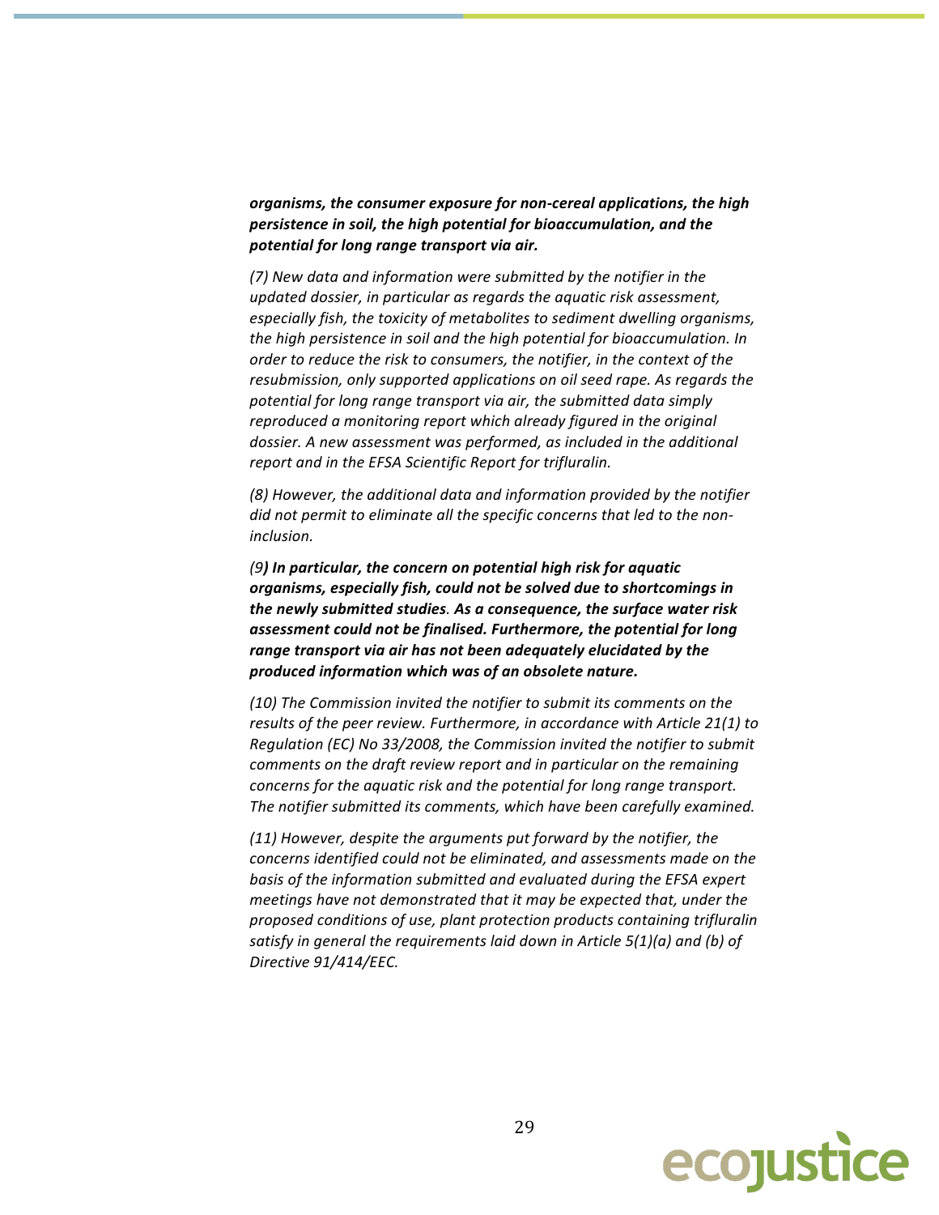***organisms, the consumer exposure for non-cereal applications, the high persistence in soil, the high potential for bioaccumulation, and the potential for long range transport via air.***

*(7) New data and information were submitted by the notifier in the updated dossier, in particular as regards the aquatic risk assessment, especially fish, the toxicity of metabolites to sediment dwelling organisms, the high persistence in soil and the high potential for bioaccumulation. In order to reduce the risk to consumers, the notifier, in the context of the resubmission, only supported applications on oil seed rape. As regards the potential for long range transport via air, the submitted data simply reproduced a monitoring report which already figured in the original dossier. A new assessment was performed, as included in the additional report and in the EFSA Scientific Report for trifluralin.*

*(8) However, the additional data and information provided by the notifier did not permit to eliminate all the specific concerns that led to the non-inclusion.*

*(9**) In particular, the concern on potential high risk for aquatic organisms, especially fish, could not be solved due to shortcomings in the newly submitted studies**. **As a consequence, the surface water risk assessment could not be finalised. Furthermore, the potential for long range transport via air has not been adequately elucidated by the produced information which was of an obsolete nature.***

*(10) The Commission invited the notifier to submit its comments on the results of the peer review. Furthermore, in accordance with Article 21(1) to Regulation (EC) No 33/2008, the Commission invited the notifier to submit comments on the draft review report and in particular on the remaining concerns for the aquatic risk and the potential for long range transport. The notifier submitted its comments, which have been carefully examined.*

*(11) However, despite the arguments put forward by the notifier, the concerns identified could not be eliminated, and assessments made on the basis of the information submitted and evaluated during the EFSA expert meetings have not demonstrated that it may be expected that, under the proposed conditions of use, plant protection products containing trifluralin satisfy in general the requirements laid down in Article 5(1)(a) and (b) of Directive 91/414/EEC.*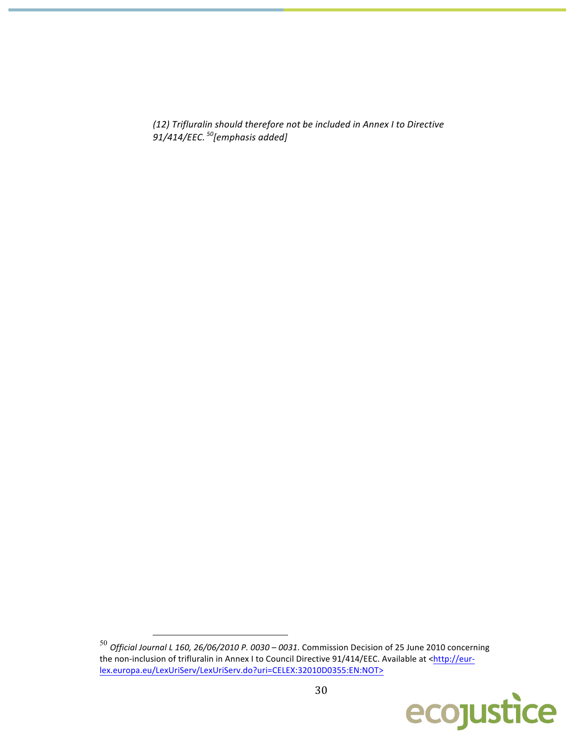*(12) Trifluralin should therefore not be included in Annex I to Directive 91/414/EEC.*[50]*[emphasis added]*

[50] *Official Journal L 160, 26/06/2010 P. 0030 – 0031.* Commission Decision of 25 June 2010 concerning the non-inclusion of trifluralin in Annex I to Council Directive 91/414/EEC. Available at <http://eur-lex.europa.eu/LexUriServ/LexUriServ.do?uri=CELEX:32010D0355:EN:NOT>